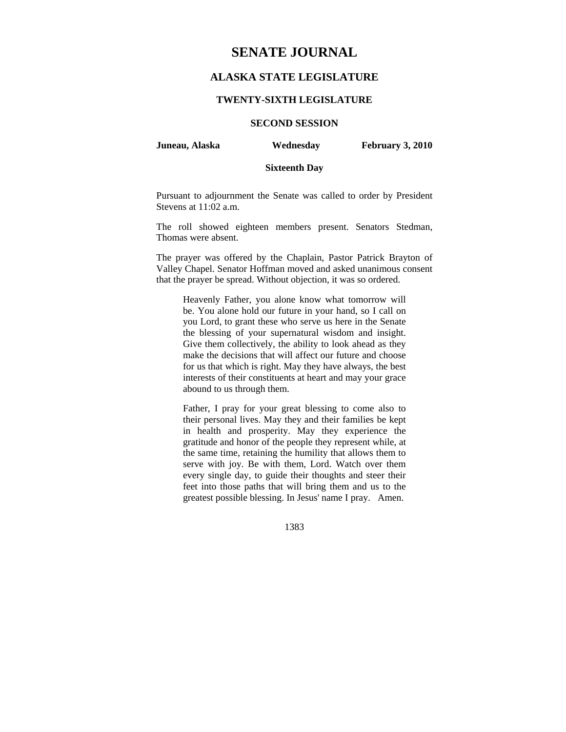# SENATE JOURNAL

## ALASKA STATE LEGISLATURE

### TWENTY-SIXTH LEGISLATURE

### SECOND SESSION

**Juneau, Alaska** **Wednesday** **February 3, 2010**

**Sixteenth Day**

Pursuant to adjournment the Senate was called to order by President Stevens at 11:02 a.m.

The roll showed eighteen members present. Senators Stedman, Thomas were absent.

The prayer was offered by the Chaplain, Pastor Patrick Brayton of Valley Chapel. Senator Hoffman moved and asked unanimous consent that the prayer be spread. Without objection, it was so ordered.

> Heavenly Father, you alone know what tomorrow will be. You alone hold our future in your hand, so I call on you Lord, to grant these who serve us here in the Senate the blessing of your supernatural wisdom and insight. Give them collectively, the ability to look ahead as they make the decisions that will affect our future and choose for us that which is right. May they have always, the best interests of their constituents at heart and may your grace abound to us through them.
>
> Father, I pray for your great blessing to come also to their personal lives. May they and their families be kept in health and prosperity. May they experience the gratitude and honor of the people they represent while, at the same time, retaining the humility that allows them to serve with joy. Be with them, Lord. Watch over them every single day, to guide their thoughts and steer their feet into those paths that will bring them and us to the greatest possible blessing. In Jesus' name I pray. Amen.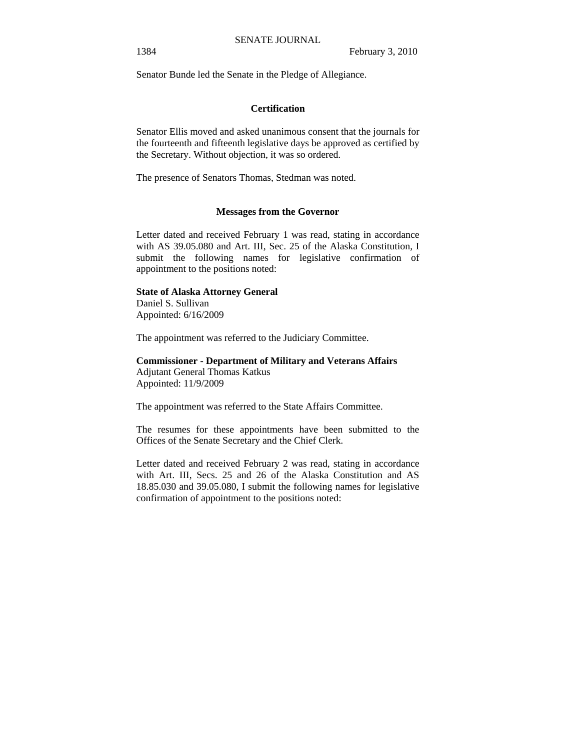Senator Bunde led the Senate in the Pledge of Allegiance.

## Certification

Senator Ellis moved and asked unanimous consent that the journals for the fourteenth and fifteenth legislative days be approved as certified by the Secretary. Without objection, it was so ordered.

The presence of Senators Thomas, Stedman was noted.

## Messages from the Governor

Letter dated and received February 1 was read, stating in accordance with AS 39.05.080 and Art. III, Sec. 25 of the Alaska Constitution, I submit the following names for legislative confirmation of appointment to the positions noted:

**State of Alaska Attorney General**
Daniel S. Sullivan
Appointed: 6/16/2009

The appointment was referred to the Judiciary Committee.

**Commissioner - Department of Military and Veterans Affairs**
Adjutant General Thomas Katkus
Appointed: 11/9/2009

The appointment was referred to the State Affairs Committee.

The resumes for these appointments have been submitted to the Offices of the Senate Secretary and the Chief Clerk.

Letter dated and received February 2 was read, stating in accordance with Art. III, Secs. 25 and 26 of the Alaska Constitution and AS 18.85.030 and 39.05.080, I submit the following names for legislative confirmation of appointment to the positions noted: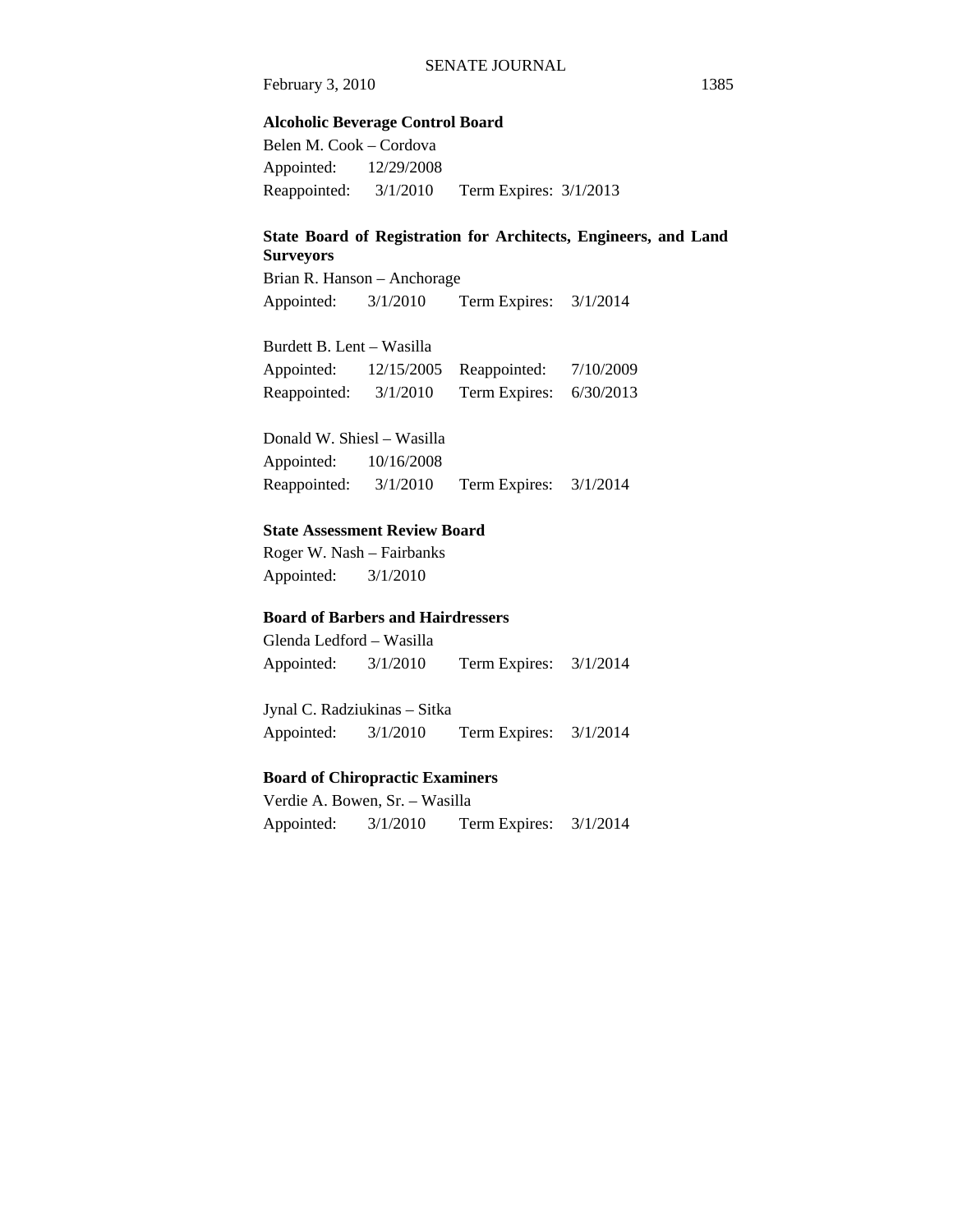**Alcoholic Beverage Control Board**

Belen M. Cook – Cordova
Appointed: 12/29/2008
Reappointed: 3/1/2010 Term Expires: 3/1/2013

**State Board of Registration for Architects, Engineers, and Land Surveyors**

Brian R. Hanson – Anchorage
Appointed: 3/1/2010 Term Expires: 3/1/2014

Burdett B. Lent – Wasilla
Appointed: 12/15/2005 Reappointed: 7/10/2009
Reappointed: 3/1/2010 Term Expires: 6/30/2013

Donald W. Shiesl – Wasilla
Appointed: 10/16/2008
Reappointed: 3/1/2010 Term Expires: 3/1/2014

**State Assessment Review Board**

Roger W. Nash – Fairbanks
Appointed: 3/1/2010

**Board of Barbers and Hairdressers**

Glenda Ledford – Wasilla
Appointed: 3/1/2010 Term Expires: 3/1/2014

Jynal C. Radziukinas – Sitka
Appointed: 3/1/2010 Term Expires: 3/1/2014

**Board of Chiropractic Examiners**

Verdie A. Bowen, Sr. – Wasilla
Appointed: 3/1/2010 Term Expires: 3/1/2014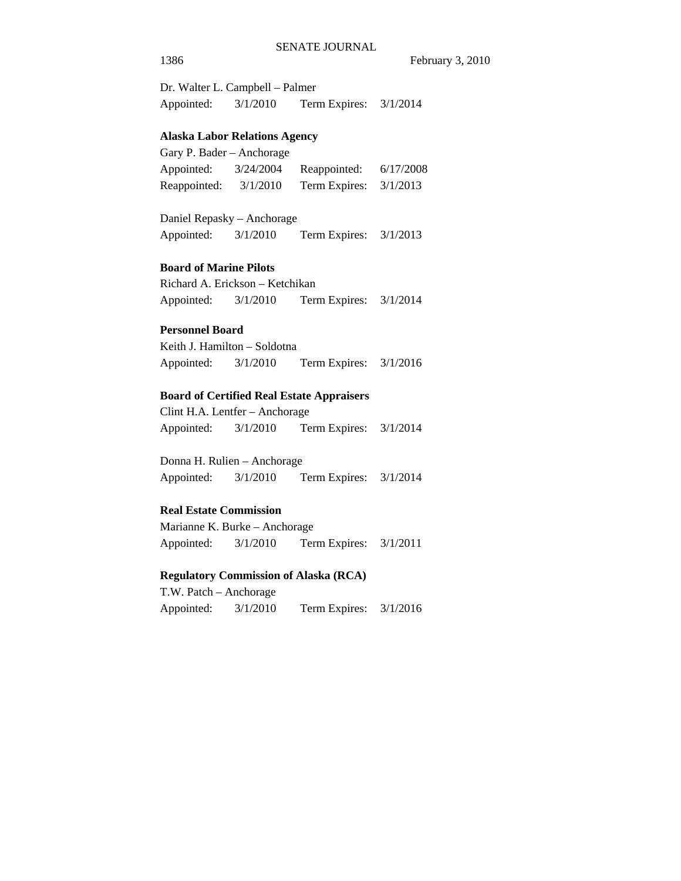Dr. Walter L. Campbell – Palmer
Appointed: 3/1/2010 Term Expires: 3/1/2014

**Alaska Labor Relations Agency**

Gary P. Bader – Anchorage
Appointed: 3/24/2004 Reappointed: 6/17/2008
Reappointed: 3/1/2010 Term Expires: 3/1/2013

Daniel Repasky – Anchorage
Appointed: 3/1/2010 Term Expires: 3/1/2013

**Board of Marine Pilots**

Richard A. Erickson – Ketchikan
Appointed: 3/1/2010 Term Expires: 3/1/2014

**Personnel Board**

Keith J. Hamilton – Soldotna
Appointed: 3/1/2010 Term Expires: 3/1/2016

**Board of Certified Real Estate Appraisers**

Clint H.A. Lentfer – Anchorage
Appointed: 3/1/2010 Term Expires: 3/1/2014

Donna H. Rulien – Anchorage
Appointed: 3/1/2010 Term Expires: 3/1/2014

**Real Estate Commission**

Marianne K. Burke – Anchorage
Appointed: 3/1/2010 Term Expires: 3/1/2011

**Regulatory Commission of Alaska (RCA)**

T.W. Patch – Anchorage
Appointed: 3/1/2010 Term Expires: 3/1/2016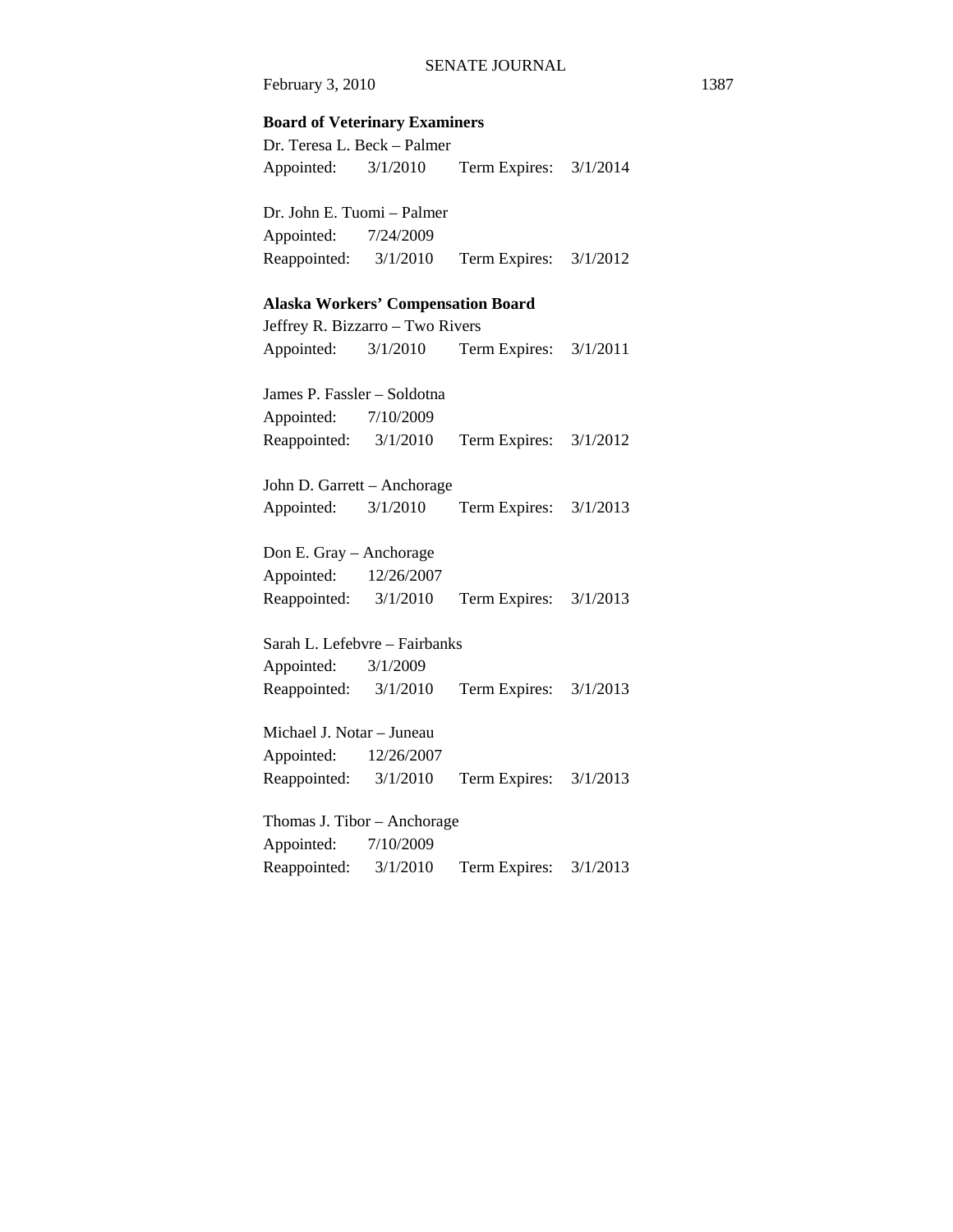**Board of Veterinary Examiners**

Dr. Teresa L. Beck – Palmer
Appointed: 3/1/2010 Term Expires: 3/1/2014

Dr. John E. Tuomi – Palmer
Appointed: 7/24/2009
Reappointed: 3/1/2010 Term Expires: 3/1/2012

**Alaska Workers' Compensation Board**

Jeffrey R. Bizzarro – Two Rivers
Appointed: 3/1/2010 Term Expires: 3/1/2011

James P. Fassler – Soldotna
Appointed: 7/10/2009
Reappointed: 3/1/2010 Term Expires: 3/1/2012

John D. Garrett – Anchorage
Appointed: 3/1/2010 Term Expires: 3/1/2013

Don E. Gray – Anchorage
Appointed: 12/26/2007
Reappointed: 3/1/2010 Term Expires: 3/1/2013

Sarah L. Lefebvre – Fairbanks
Appointed: 3/1/2009
Reappointed: 3/1/2010 Term Expires: 3/1/2013

Michael J. Notar – Juneau
Appointed: 12/26/2007
Reappointed: 3/1/2010 Term Expires: 3/1/2013

Thomas J. Tibor – Anchorage
Appointed: 7/10/2009
Reappointed: 3/1/2010 Term Expires: 3/1/2013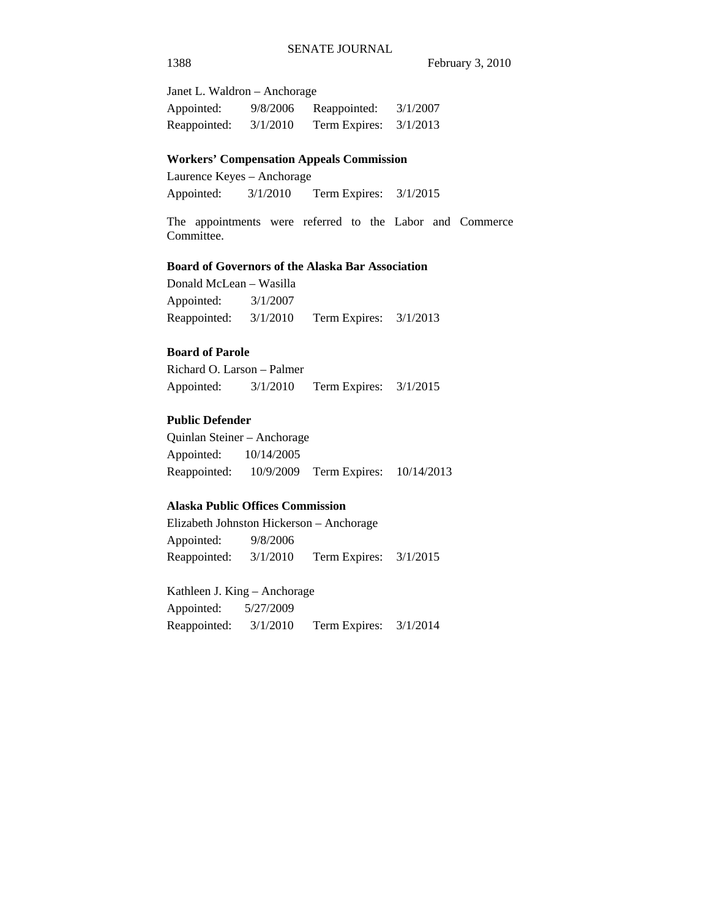Janet L. Waldron – Anchorage
Appointed: 9/8/2006 Reappointed: 3/1/2007
Reappointed: 3/1/2010 Term Expires: 3/1/2013

**Workers' Compensation Appeals Commission**

Laurence Keyes – Anchorage
Appointed: 3/1/2010 Term Expires: 3/1/2015

The appointments were referred to the Labor and Commerce Committee.

**Board of Governors of the Alaska Bar Association**

Donald McLean – Wasilla
Appointed: 3/1/2007
Reappointed: 3/1/2010 Term Expires: 3/1/2013

**Board of Parole**

Richard O. Larson – Palmer
Appointed: 3/1/2010 Term Expires: 3/1/2015

**Public Defender**

Quinlan Steiner – Anchorage
Appointed: 10/14/2005
Reappointed: 10/9/2009 Term Expires: 10/14/2013

**Alaska Public Offices Commission**

Elizabeth Johnston Hickerson – Anchorage
Appointed: 9/8/2006
Reappointed: 3/1/2010 Term Expires: 3/1/2015

Kathleen J. King – Anchorage
Appointed: 5/27/2009
Reappointed: 3/1/2010 Term Expires: 3/1/2014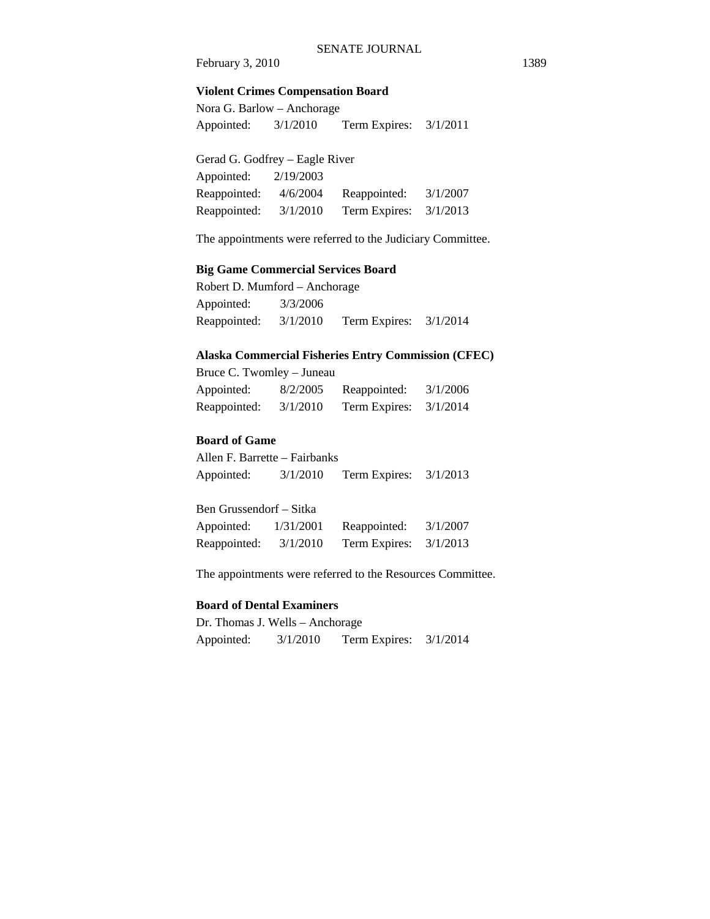**Violent Crimes Compensation Board**

Nora G. Barlow – Anchorage

Appointed: 3/1/2010 Term Expires: 3/1/2011

Gerad G. Godfrey – Eagle River

Appointed: 2/19/2003

Reappointed: 4/6/2004 Reappointed: 3/1/2007

Reappointed: 3/1/2010 Term Expires: 3/1/2013

The appointments were referred to the Judiciary Committee.

**Big Game Commercial Services Board**

Robert D. Mumford – Anchorage

Appointed: 3/3/2006

Reappointed: 3/1/2010 Term Expires: 3/1/2014

**Alaska Commercial Fisheries Entry Commission (CFEC)**

Bruce C. Twomley – Juneau

Appointed: 8/2/2005 Reappointed: 3/1/2006

Reappointed: 3/1/2010 Term Expires: 3/1/2014

**Board of Game**

Allen F. Barrette – Fairbanks

Appointed: 3/1/2010 Term Expires: 3/1/2013

Ben Grussendorf – Sitka

Appointed: 1/31/2001 Reappointed: 3/1/2007

Reappointed: 3/1/2010 Term Expires: 3/1/2013

The appointments were referred to the Resources Committee.

**Board of Dental Examiners**

Dr. Thomas J. Wells – Anchorage

Appointed: 3/1/2010 Term Expires: 3/1/2014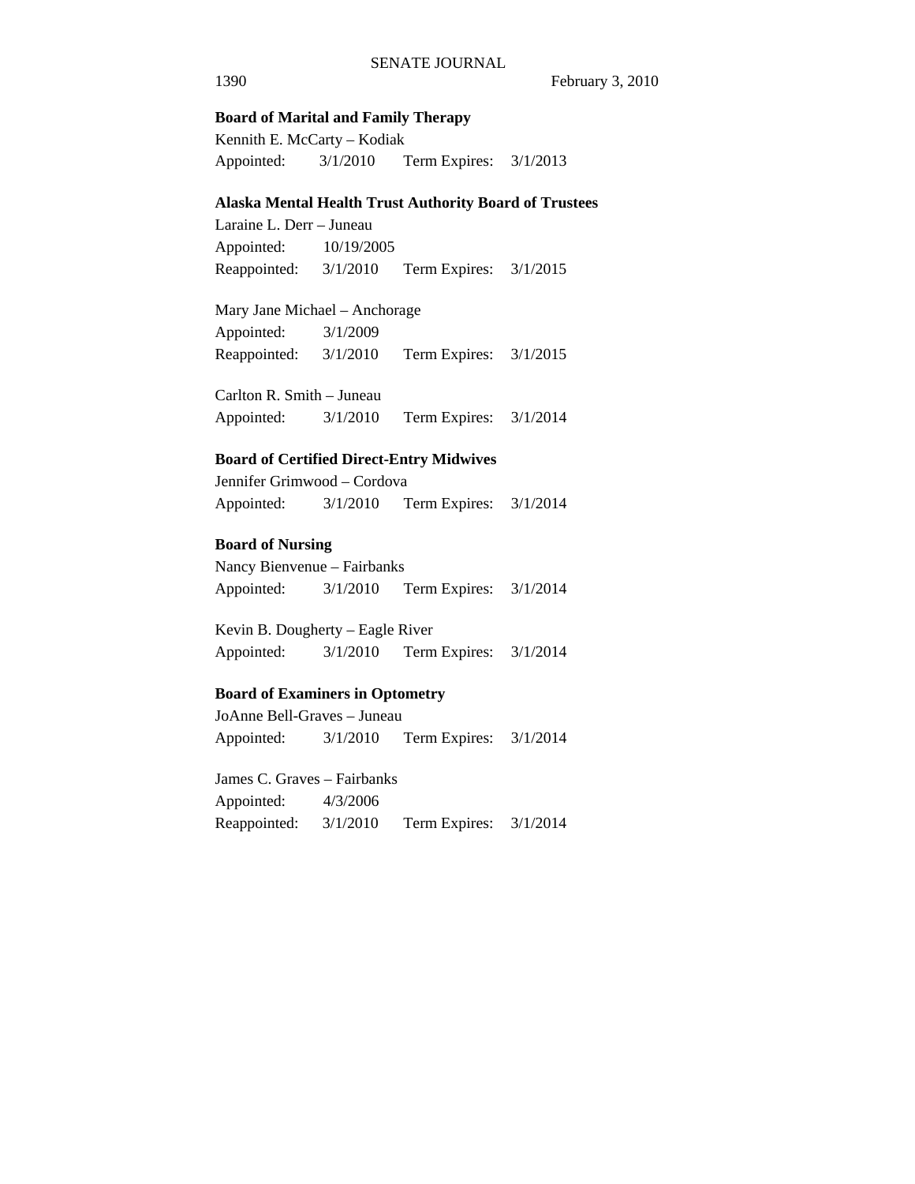**Board of Marital and Family Therapy**

Kennith E. McCarty – Kodiak
Appointed: 3/1/2010 Term Expires: 3/1/2013

**Alaska Mental Health Trust Authority Board of Trustees**

Laraine L. Derr – Juneau
Appointed: 10/19/2005
Reappointed: 3/1/2010 Term Expires: 3/1/2015

Mary Jane Michael – Anchorage
Appointed: 3/1/2009
Reappointed: 3/1/2010 Term Expires: 3/1/2015

Carlton R. Smith – Juneau
Appointed: 3/1/2010 Term Expires: 3/1/2014

**Board of Certified Direct-Entry Midwives**

Jennifer Grimwood – Cordova
Appointed: 3/1/2010 Term Expires: 3/1/2014

**Board of Nursing**

Nancy Bienvenue – Fairbanks
Appointed: 3/1/2010 Term Expires: 3/1/2014

Kevin B. Dougherty – Eagle River
Appointed: 3/1/2010 Term Expires: 3/1/2014

**Board of Examiners in Optometry**

JoAnne Bell-Graves – Juneau
Appointed: 3/1/2010 Term Expires: 3/1/2014

James C. Graves – Fairbanks
Appointed: 4/3/2006
Reappointed: 3/1/2010 Term Expires: 3/1/2014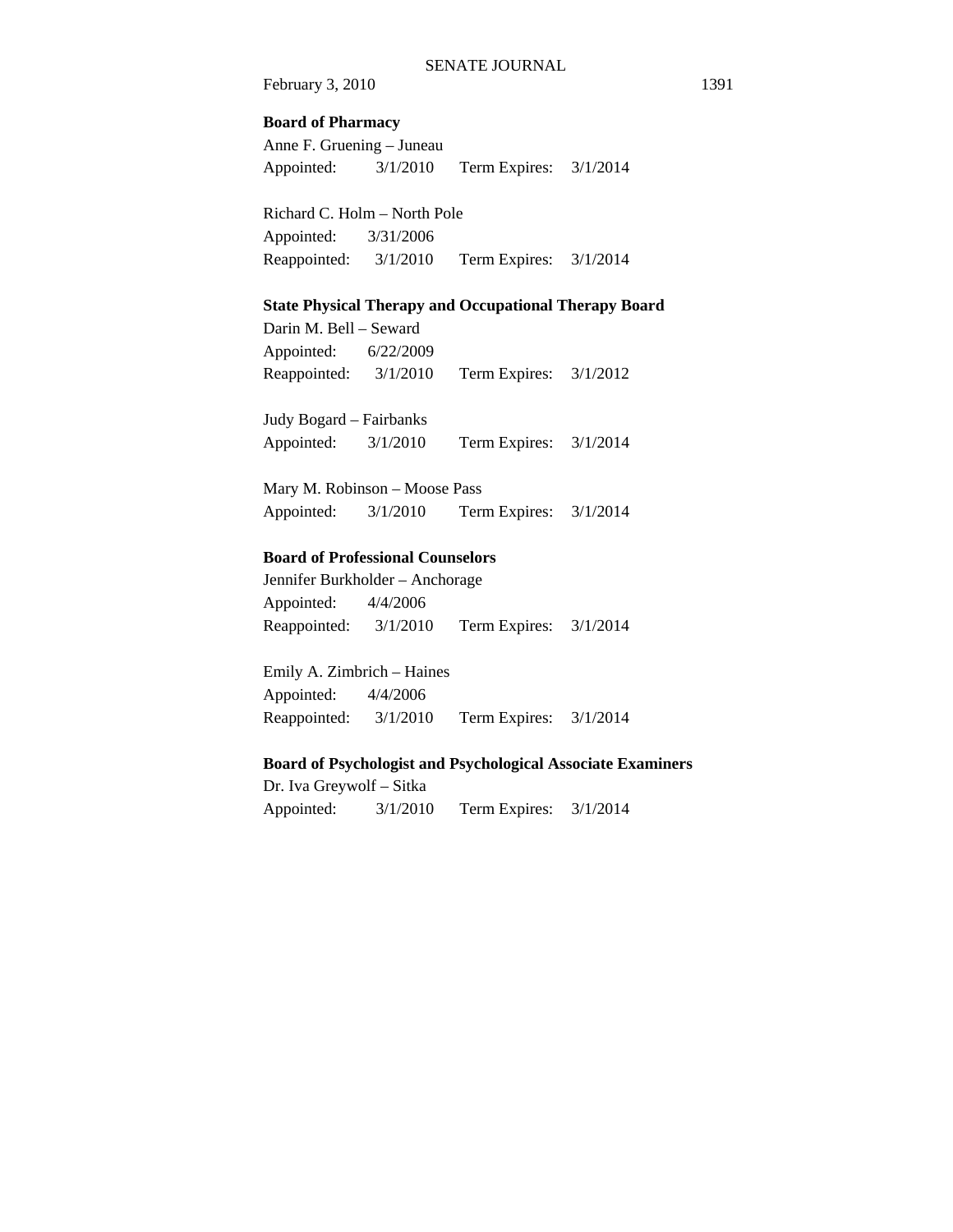**Board of Pharmacy**

Anne F. Gruening – Juneau
Appointed: 3/1/2010 Term Expires: 3/1/2014

Richard C. Holm – North Pole
Appointed: 3/31/2006
Reappointed: 3/1/2010 Term Expires: 3/1/2014

**State Physical Therapy and Occupational Therapy Board**

Darin M. Bell – Seward
Appointed: 6/22/2009
Reappointed: 3/1/2010 Term Expires: 3/1/2012

Judy Bogard – Fairbanks
Appointed: 3/1/2010 Term Expires: 3/1/2014

Mary M. Robinson – Moose Pass
Appointed: 3/1/2010 Term Expires: 3/1/2014

**Board of Professional Counselors**

Jennifer Burkholder – Anchorage
Appointed: 4/4/2006
Reappointed: 3/1/2010 Term Expires: 3/1/2014

Emily A. Zimbrich – Haines
Appointed: 4/4/2006
Reappointed: 3/1/2010 Term Expires: 3/1/2014

**Board of Psychologist and Psychological Associate Examiners**

Dr. Iva Greywolf – Sitka
Appointed: 3/1/2010 Term Expires: 3/1/2014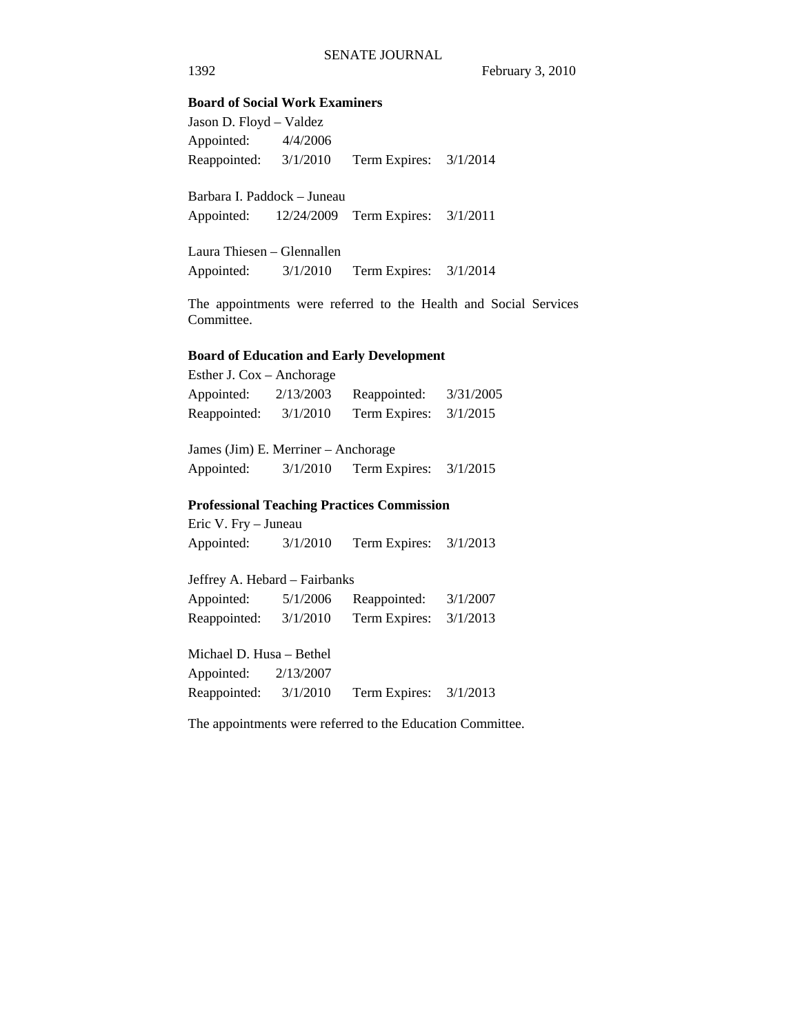**Board of Social Work Examiners**

Jason D. Floyd – Valdez
Appointed: 4/4/2006
Reappointed: 3/1/2010 Term Expires: 3/1/2014

Barbara I. Paddock – Juneau
Appointed: 12/24/2009 Term Expires: 3/1/2011

Laura Thiesen – Glennallen
Appointed: 3/1/2010 Term Expires: 3/1/2014

The appointments were referred to the Health and Social Services Committee.

**Board of Education and Early Development**

Esther J. Cox – Anchorage
Appointed: 2/13/2003 Reappointed: 3/31/2005
Reappointed: 3/1/2010 Term Expires: 3/1/2015

James (Jim) E. Merriner – Anchorage
Appointed: 3/1/2010 Term Expires: 3/1/2015

**Professional Teaching Practices Commission**

Eric V. Fry – Juneau
Appointed: 3/1/2010 Term Expires: 3/1/2013

Jeffrey A. Hebard – Fairbanks
Appointed: 5/1/2006 Reappointed: 3/1/2007
Reappointed: 3/1/2010 Term Expires: 3/1/2013

Michael D. Husa – Bethel
Appointed: 2/13/2007
Reappointed: 3/1/2010 Term Expires: 3/1/2013

The appointments were referred to the Education Committee.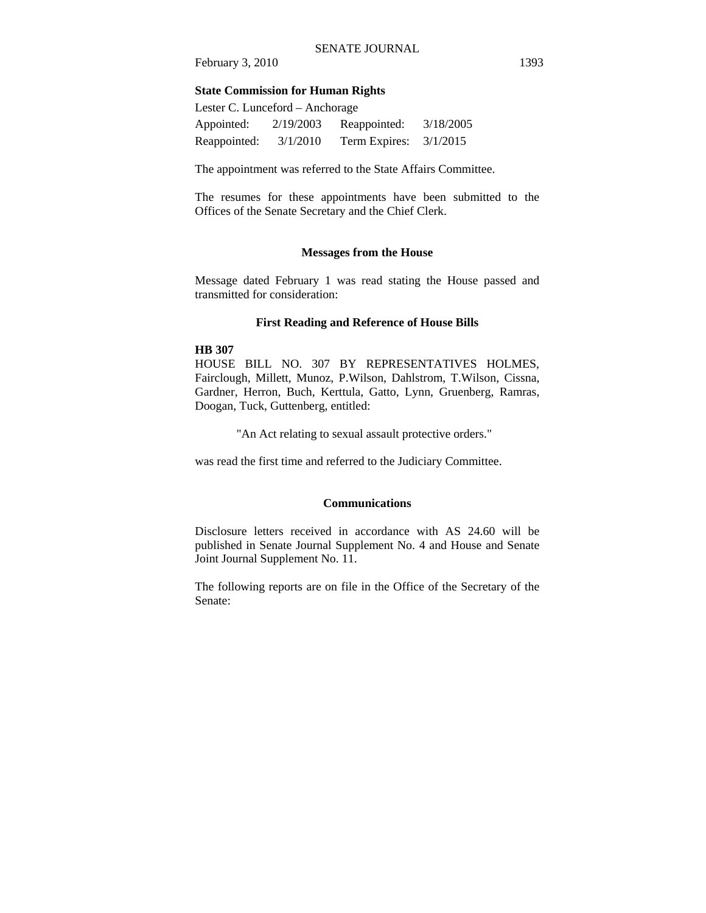**State Commission for Human Rights**

Lester C. Lunceford – Anchorage

| | | | |
|---|---|---|---|
| Appointed: | 2/19/2003 | Reappointed: | 3/18/2005 |
| Reappointed: | 3/1/2010 | Term Expires: | 3/1/2015 |

The appointment was referred to the State Affairs Committee.

The resumes for these appointments have been submitted to the Offices of the Senate Secretary and the Chief Clerk.

## Messages from the House

Message dated February 1 was read stating the House passed and transmitted for consideration:

### First Reading and Reference of House Bills

**HB 307**

HOUSE BILL NO. 307 BY REPRESENTATIVES HOLMES, Fairclough, Millett, Munoz, P.Wilson, Dahlstrom, T.Wilson, Cissna, Gardner, Herron, Buch, Kerttula, Gatto, Lynn, Gruenberg, Ramras, Doogan, Tuck, Guttenberg, entitled:

"An Act relating to sexual assault protective orders."

was read the first time and referred to the Judiciary Committee.

## Communications

Disclosure letters received in accordance with AS 24.60 will be published in Senate Journal Supplement No. 4 and House and Senate Joint Journal Supplement No. 11.

The following reports are on file in the Office of the Secretary of the Senate: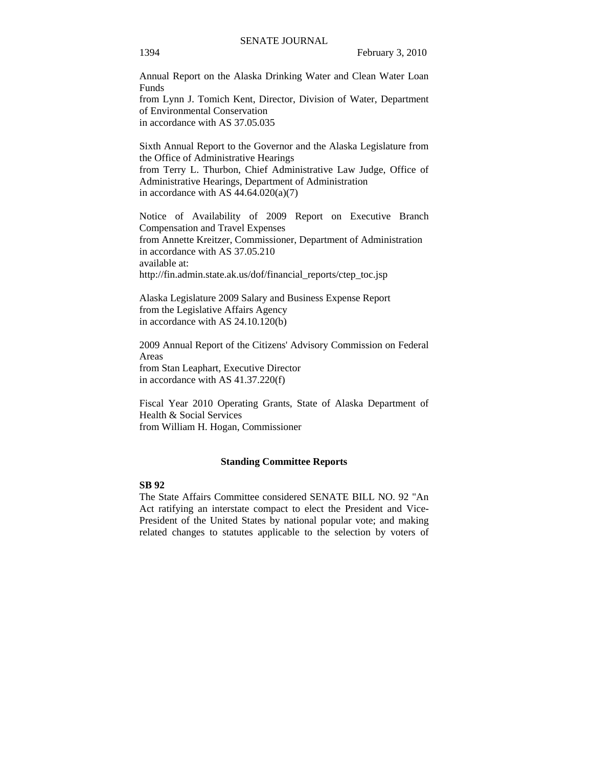Annual Report on the Alaska Drinking Water and Clean Water Loan Funds
from Lynn J. Tomich Kent, Director, Division of Water, Department of Environmental Conservation
in accordance with AS 37.05.035

Sixth Annual Report to the Governor and the Alaska Legislature from the Office of Administrative Hearings
from Terry L. Thurbon, Chief Administrative Law Judge, Office of Administrative Hearings, Department of Administration
in accordance with AS 44.64.020(a)(7)

Notice of Availability of 2009 Report on Executive Branch Compensation and Travel Expenses
from Annette Kreitzer, Commissioner, Department of Administration
in accordance with AS 37.05.210
available at:
http://fin.admin.state.ak.us/dof/financial_reports/ctep_toc.jsp

Alaska Legislature 2009 Salary and Business Expense Report
from the Legislative Affairs Agency
in accordance with AS 24.10.120(b)

2009 Annual Report of the Citizens' Advisory Commission on Federal Areas
from Stan Leaphart, Executive Director
in accordance with AS 41.37.220(f)

Fiscal Year 2010 Operating Grants, State of Alaska Department of Health & Social Services
from William H. Hogan, Commissioner

## Standing Committee Reports

**SB 92**

The State Affairs Committee considered SENATE BILL NO. 92 "An Act ratifying an interstate compact to elect the President and Vice-President of the United States by national popular vote; and making related changes to statutes applicable to the selection by voters of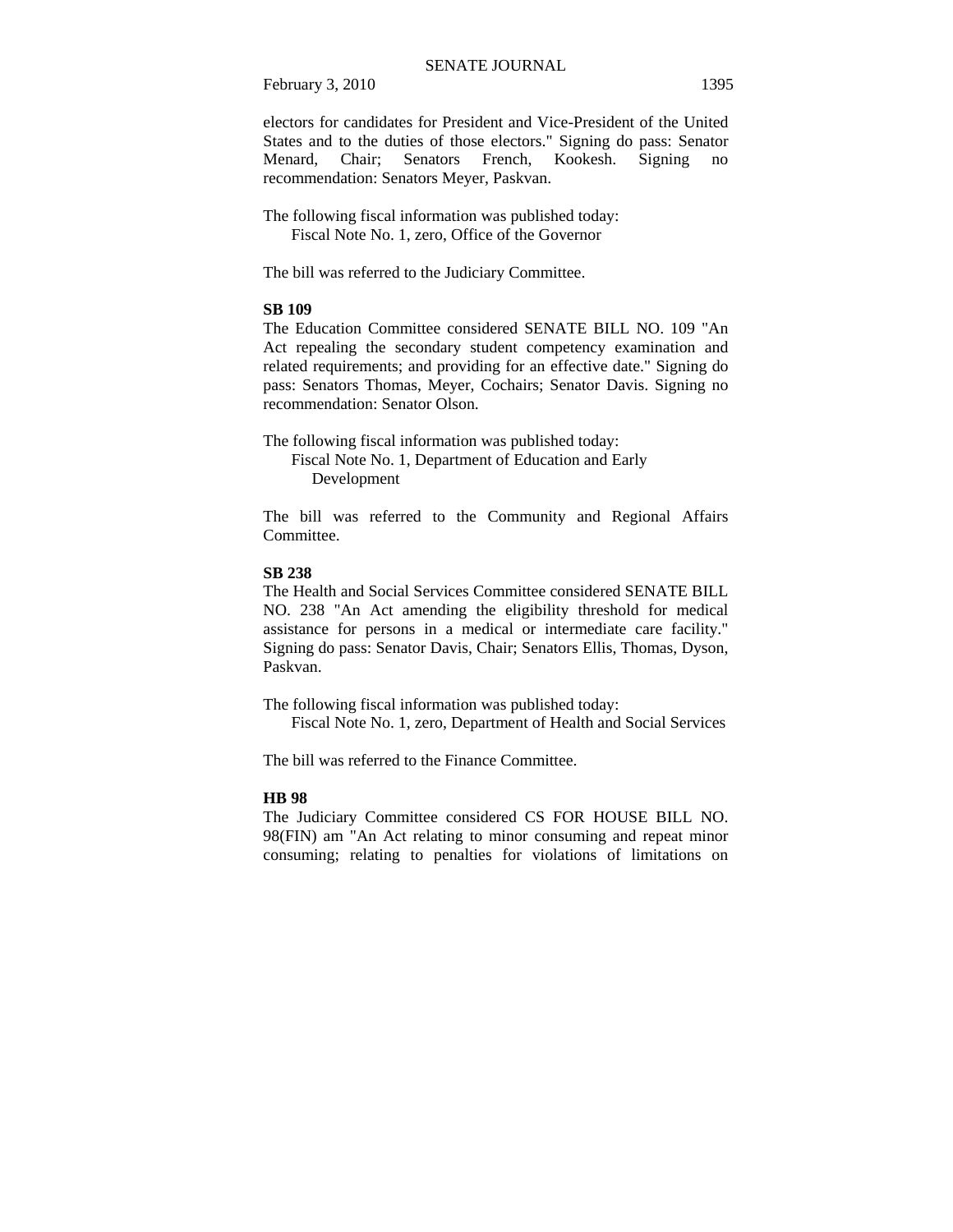electors for candidates for President and Vice-President of the United States and to the duties of those electors." Signing do pass: Senator Menard, Chair; Senators French, Kookesh. Signing no recommendation: Senators Meyer, Paskvan.

The following fiscal information was published today:
Fiscal Note No. 1, zero, Office of the Governor

The bill was referred to the Judiciary Committee.

**SB 109**

The Education Committee considered SENATE BILL NO. 109 "An Act repealing the secondary student competency examination and related requirements; and providing for an effective date." Signing do pass: Senators Thomas, Meyer, Cochairs; Senator Davis. Signing no recommendation: Senator Olson.

The following fiscal information was published today:
Fiscal Note No. 1, Department of Education and Early Development

The bill was referred to the Community and Regional Affairs Committee.

**SB 238**

The Health and Social Services Committee considered SENATE BILL NO. 238 "An Act amending the eligibility threshold for medical assistance for persons in a medical or intermediate care facility." Signing do pass: Senator Davis, Chair; Senators Ellis, Thomas, Dyson, Paskvan.

The following fiscal information was published today:
Fiscal Note No. 1, zero, Department of Health and Social Services

The bill was referred to the Finance Committee.

**HB 98**

The Judiciary Committee considered CS FOR HOUSE BILL NO. 98(FIN) am "An Act relating to minor consuming and repeat minor consuming; relating to penalties for violations of limitations on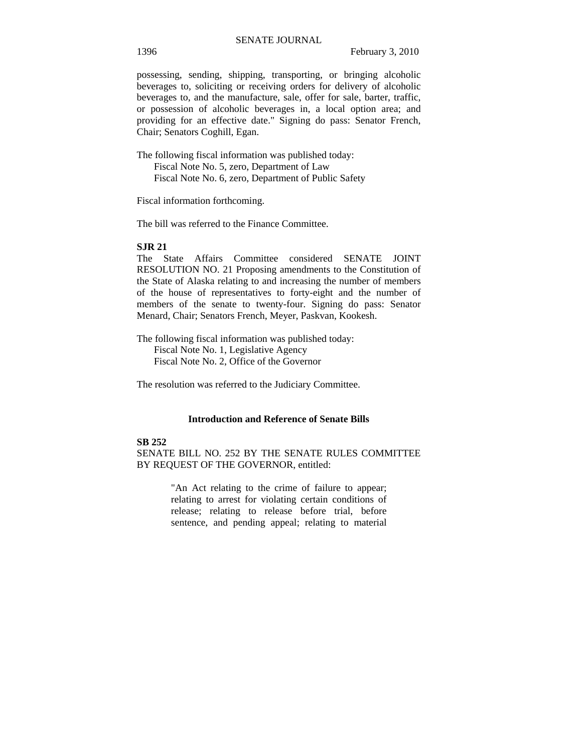possessing, sending, shipping, transporting, or bringing alcoholic beverages to, soliciting or receiving orders for delivery of alcoholic beverages to, and the manufacture, sale, offer for sale, barter, traffic, or possession of alcoholic beverages in, a local option area; and providing for an effective date." Signing do pass: Senator French, Chair; Senators Coghill, Egan.

The following fiscal information was published today:
Fiscal Note No. 5, zero, Department of Law
Fiscal Note No. 6, zero, Department of Public Safety

Fiscal information forthcoming.

The bill was referred to the Finance Committee.

**SJR 21**
The State Affairs Committee considered SENATE JOINT RESOLUTION NO. 21 Proposing amendments to the Constitution of the State of Alaska relating to and increasing the number of members of the house of representatives to forty-eight and the number of members of the senate to twenty-four. Signing do pass: Senator Menard, Chair; Senators French, Meyer, Paskvan, Kookesh.

The following fiscal information was published today:
Fiscal Note No. 1, Legislative Agency
Fiscal Note No. 2, Office of the Governor

The resolution was referred to the Judiciary Committee.

## Introduction and Reference of Senate Bills

**SB 252**
SENATE BILL NO. 252 BY THE SENATE RULES COMMITTEE BY REQUEST OF THE GOVERNOR, entitled:

> "An Act relating to the crime of failure to appear; relating to arrest for violating certain conditions of release; relating to release before trial, before sentence, and pending appeal; relating to material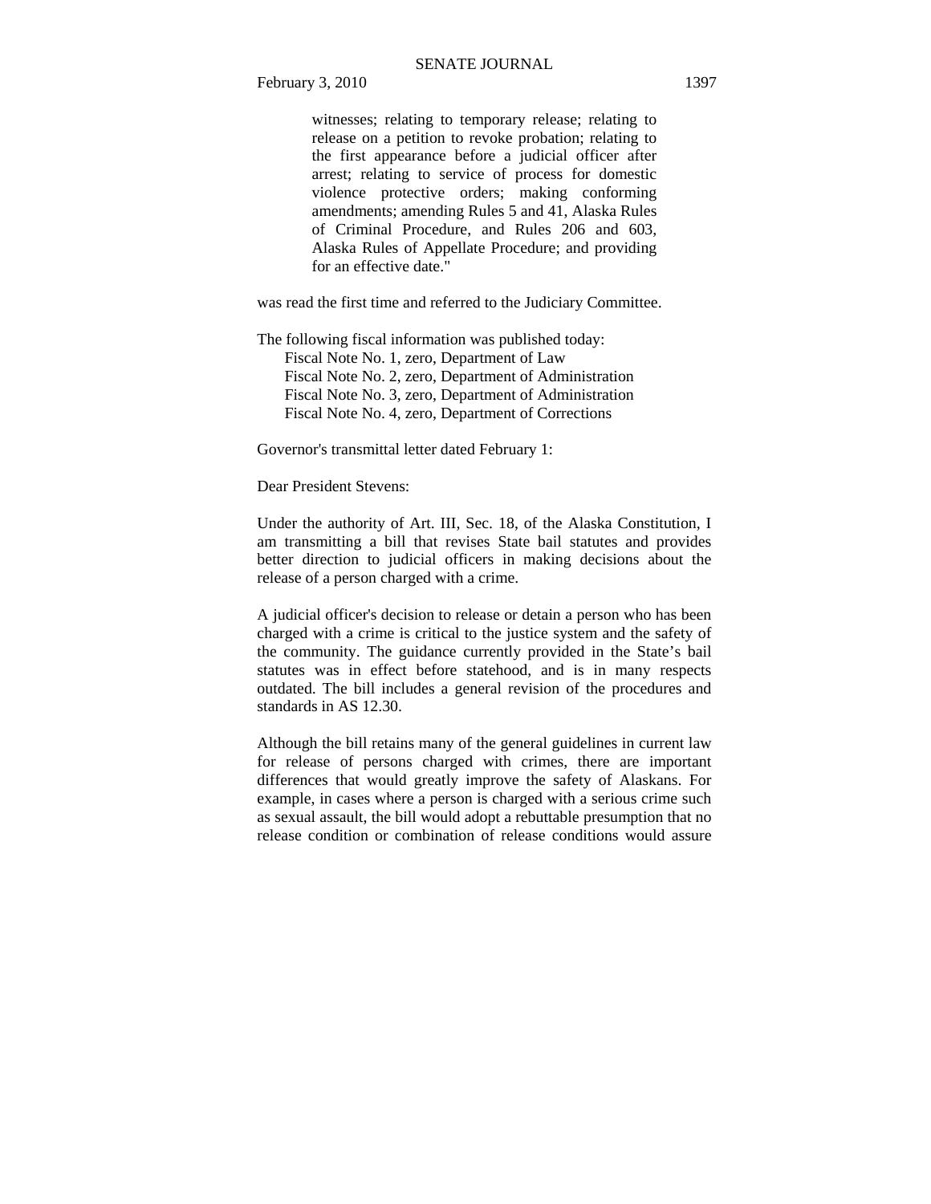witnesses; relating to temporary release; relating to release on a petition to revoke probation; relating to the first appearance before a judicial officer after arrest; relating to service of process for domestic violence protective orders; making conforming amendments; amending Rules 5 and 41, Alaska Rules of Criminal Procedure, and Rules 206 and 603, Alaska Rules of Appellate Procedure; and providing for an effective date."

was read the first time and referred to the Judiciary Committee.

The following fiscal information was published today:

Fiscal Note No. 1, zero, Department of Law
Fiscal Note No. 2, zero, Department of Administration
Fiscal Note No. 3, zero, Department of Administration
Fiscal Note No. 4, zero, Department of Corrections

Governor's transmittal letter dated February 1:

Dear President Stevens:

Under the authority of Art. III, Sec. 18, of the Alaska Constitution, I am transmitting a bill that revises State bail statutes and provides better direction to judicial officers in making decisions about the release of a person charged with a crime.

A judicial officer's decision to release or detain a person who has been charged with a crime is critical to the justice system and the safety of the community. The guidance currently provided in the State's bail statutes was in effect before statehood, and is in many respects outdated. The bill includes a general revision of the procedures and standards in AS 12.30.

Although the bill retains many of the general guidelines in current law for release of persons charged with crimes, there are important differences that would greatly improve the safety of Alaskans. For example, in cases where a person is charged with a serious crime such as sexual assault, the bill would adopt a rebuttable presumption that no release condition or combination of release conditions would assure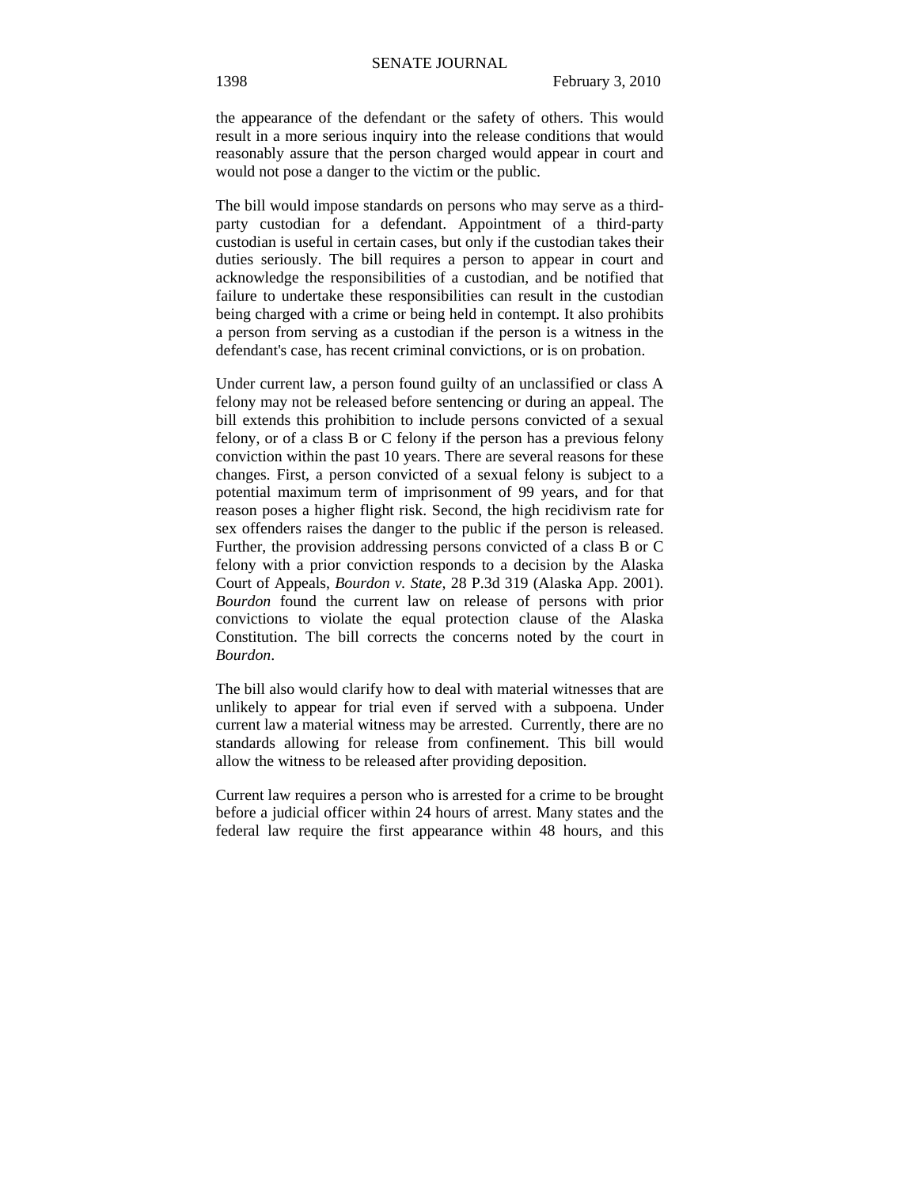the appearance of the defendant or the safety of others. This would result in a more serious inquiry into the release conditions that would reasonably assure that the person charged would appear in court and would not pose a danger to the victim or the public.

The bill would impose standards on persons who may serve as a third-party custodian for a defendant. Appointment of a third-party custodian is useful in certain cases, but only if the custodian takes their duties seriously. The bill requires a person to appear in court and acknowledge the responsibilities of a custodian, and be notified that failure to undertake these responsibilities can result in the custodian being charged with a crime or being held in contempt. It also prohibits a person from serving as a custodian if the person is a witness in the defendant's case, has recent criminal convictions, or is on probation.

Under current law, a person found guilty of an unclassified or class A felony may not be released before sentencing or during an appeal. The bill extends this prohibition to include persons convicted of a sexual felony, or of a class B or C felony if the person has a previous felony conviction within the past 10 years. There are several reasons for these changes. First, a person convicted of a sexual felony is subject to a potential maximum term of imprisonment of 99 years, and for that reason poses a higher flight risk. Second, the high recidivism rate for sex offenders raises the danger to the public if the person is released. Further, the provision addressing persons convicted of a class B or C felony with a prior conviction responds to a decision by the Alaska Court of Appeals, *Bourdon v. State*, 28 P.3d 319 (Alaska App. 2001). *Bourdon* found the current law on release of persons with prior convictions to violate the equal protection clause of the Alaska Constitution. The bill corrects the concerns noted by the court in *Bourdon*.

The bill also would clarify how to deal with material witnesses that are unlikely to appear for trial even if served with a subpoena. Under current law a material witness may be arrested. Currently, there are no standards allowing for release from confinement. This bill would allow the witness to be released after providing deposition.

Current law requires a person who is arrested for a crime to be brought before a judicial officer within 24 hours of arrest. Many states and the federal law require the first appearance within 48 hours, and this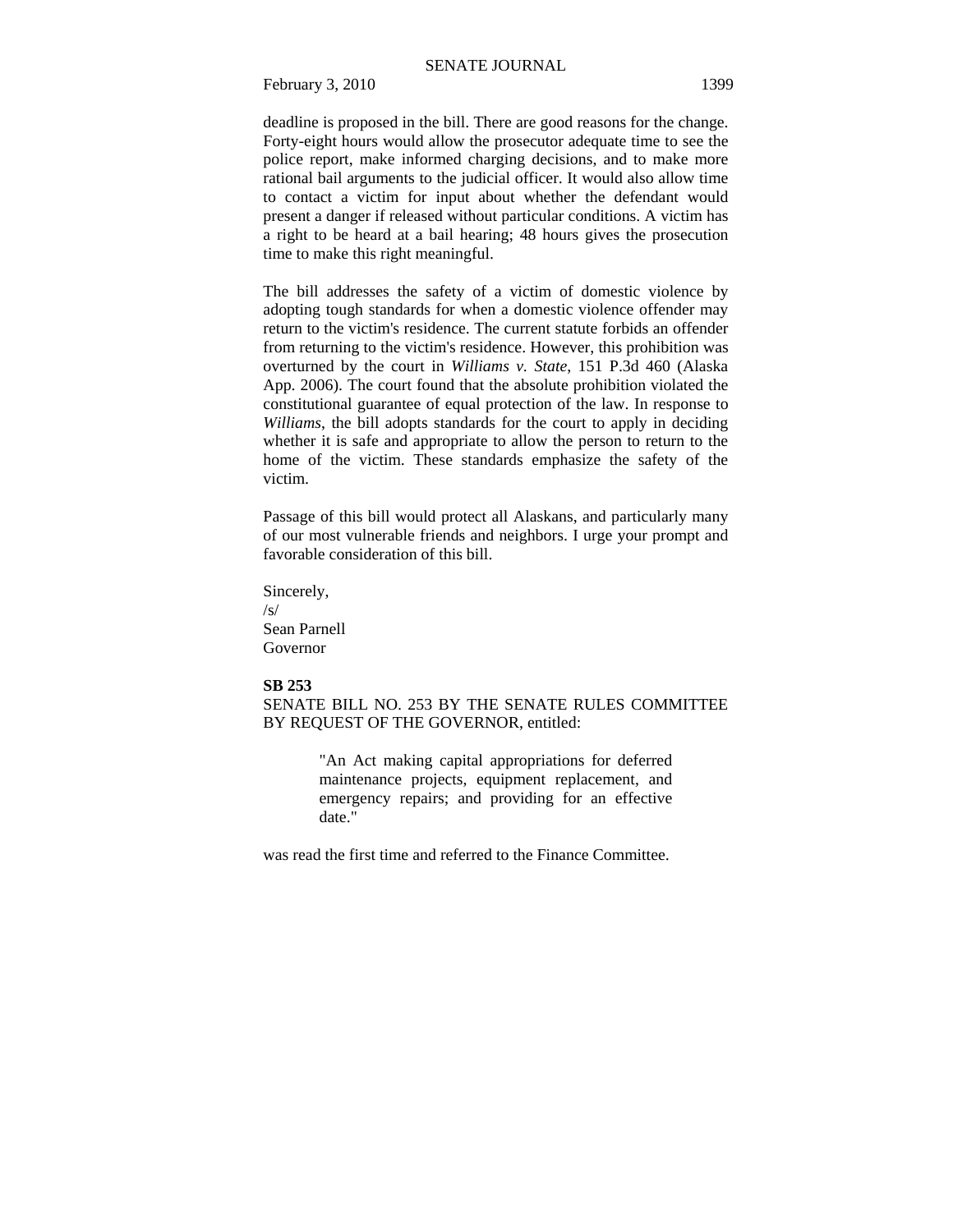deadline is proposed in the bill. There are good reasons for the change. Forty-eight hours would allow the prosecutor adequate time to see the police report, make informed charging decisions, and to make more rational bail arguments to the judicial officer. It would also allow time to contact a victim for input about whether the defendant would present a danger if released without particular conditions. A victim has a right to be heard at a bail hearing; 48 hours gives the prosecution time to make this right meaningful.

The bill addresses the safety of a victim of domestic violence by adopting tough standards for when a domestic violence offender may return to the victim's residence. The current statute forbids an offender from returning to the victim's residence. However, this prohibition was overturned by the court in *Williams v. State*, 151 P.3d 460 (Alaska App. 2006). The court found that the absolute prohibition violated the constitutional guarantee of equal protection of the law. In response to *Williams*, the bill adopts standards for the court to apply in deciding whether it is safe and appropriate to allow the person to return to the home of the victim. These standards emphasize the safety of the victim.

Passage of this bill would protect all Alaskans, and particularly many of our most vulnerable friends and neighbors. I urge your prompt and favorable consideration of this bill.

Sincerely,
/s/
Sean Parnell
Governor

**SB 253**

SENATE BILL NO. 253 BY THE SENATE RULES COMMITTEE BY REQUEST OF THE GOVERNOR, entitled:

> "An Act making capital appropriations for deferred maintenance projects, equipment replacement, and emergency repairs; and providing for an effective date."

was read the first time and referred to the Finance Committee.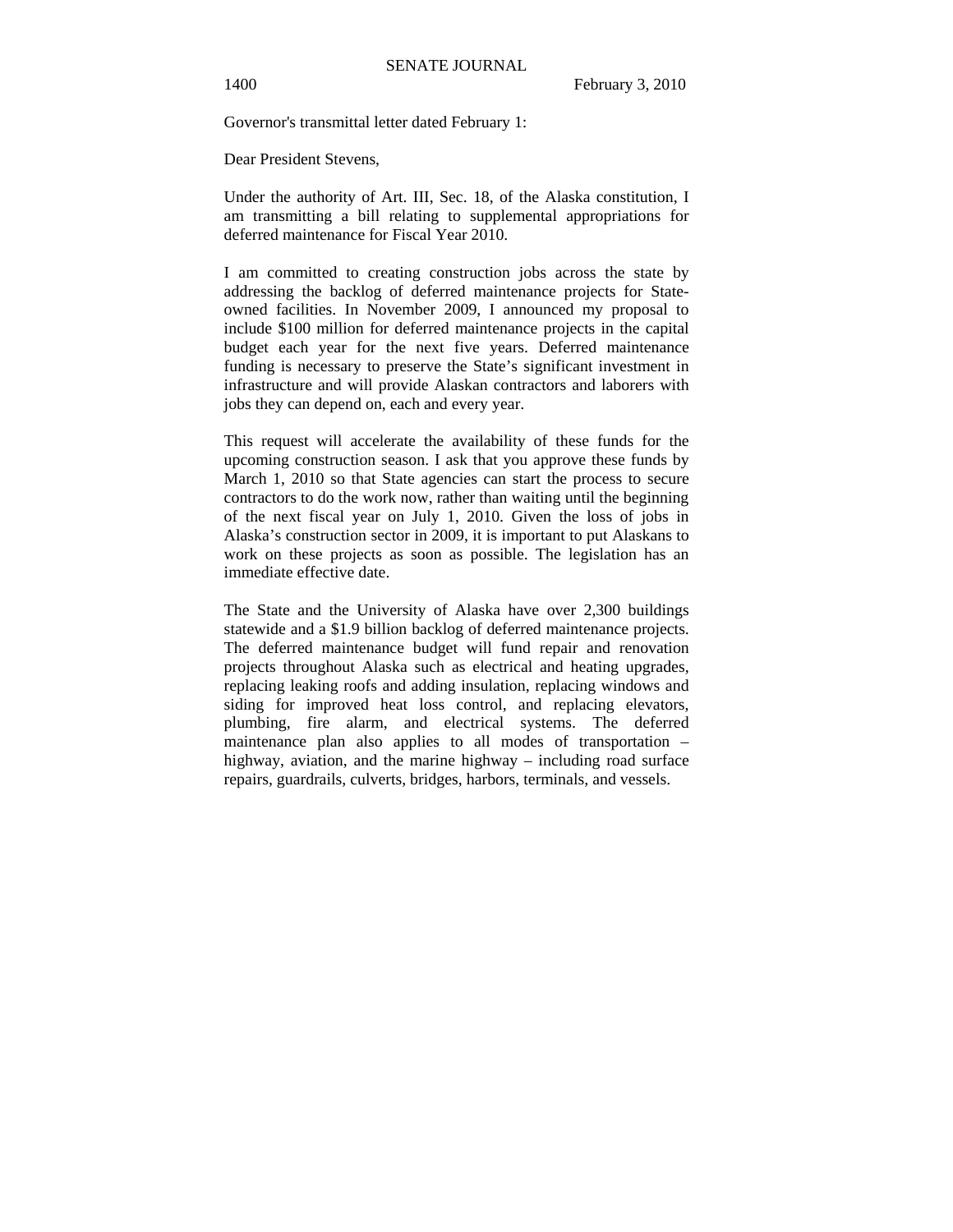Governor's transmittal letter dated February 1:

Dear President Stevens,

Under the authority of Art. III, Sec. 18, of the Alaska constitution, I am transmitting a bill relating to supplemental appropriations for deferred maintenance for Fiscal Year 2010.

I am committed to creating construction jobs across the state by addressing the backlog of deferred maintenance projects for State-owned facilities. In November 2009, I announced my proposal to include $100 million for deferred maintenance projects in the capital budget each year for the next five years. Deferred maintenance funding is necessary to preserve the State's significant investment in infrastructure and will provide Alaskan contractors and laborers with jobs they can depend on, each and every year.

This request will accelerate the availability of these funds for the upcoming construction season. I ask that you approve these funds by March 1, 2010 so that State agencies can start the process to secure contractors to do the work now, rather than waiting until the beginning of the next fiscal year on July 1, 2010. Given the loss of jobs in Alaska's construction sector in 2009, it is important to put Alaskans to work on these projects as soon as possible. The legislation has an immediate effective date.

The State and the University of Alaska have over 2,300 buildings statewide and a $1.9 billion backlog of deferred maintenance projects. The deferred maintenance budget will fund repair and renovation projects throughout Alaska such as electrical and heating upgrades, replacing leaking roofs and adding insulation, replacing windows and siding for improved heat loss control, and replacing elevators, plumbing, fire alarm, and electrical systems. The deferred maintenance plan also applies to all modes of transportation – highway, aviation, and the marine highway – including road surface repairs, guardrails, culverts, bridges, harbors, terminals, and vessels.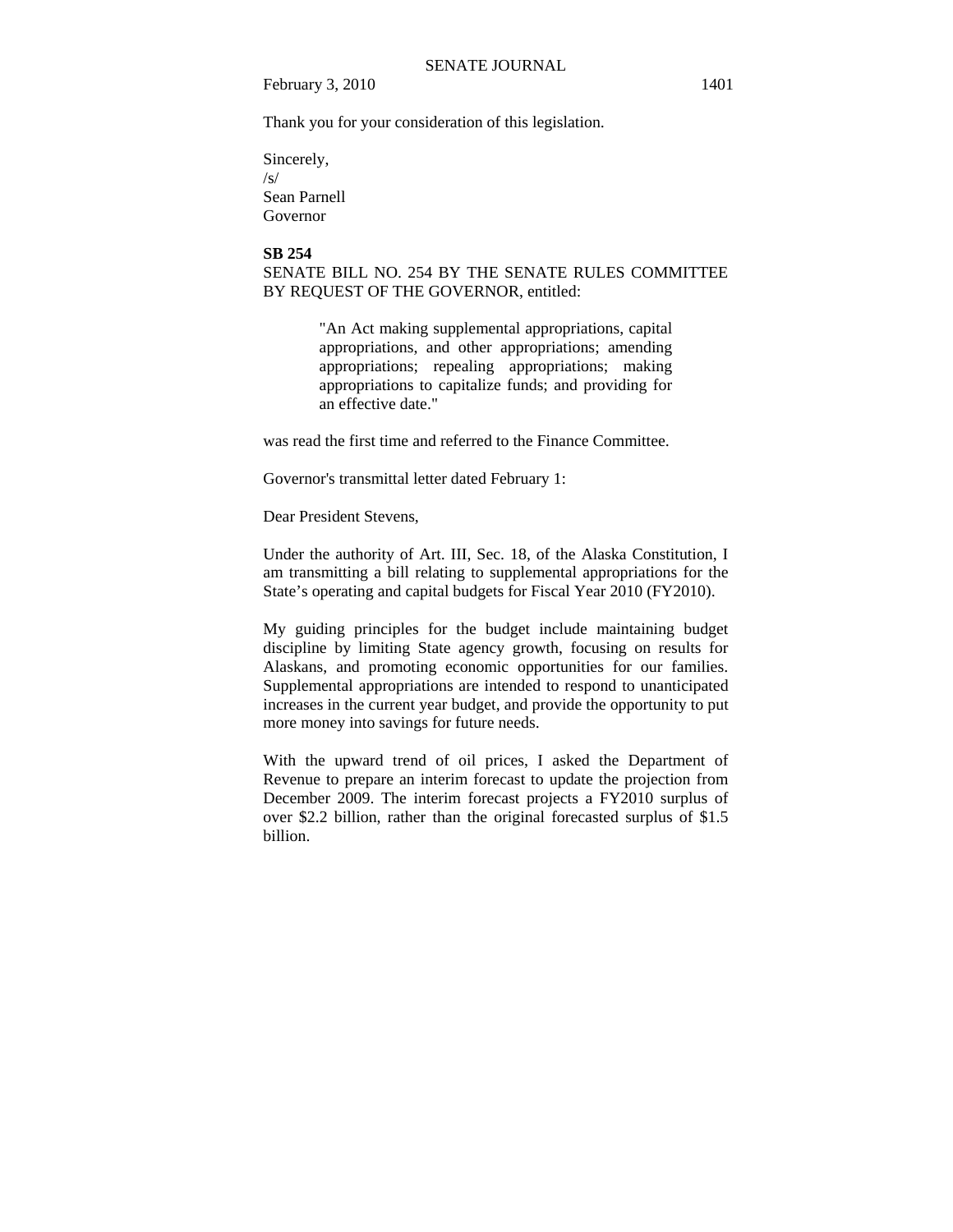Thank you for your consideration of this legislation.

Sincerely,
/s/
Sean Parnell
Governor

**SB 254**
SENATE BILL NO. 254 BY THE SENATE RULES COMMITTEE BY REQUEST OF THE GOVERNOR, entitled:

> "An Act making supplemental appropriations, capital appropriations, and other appropriations; amending appropriations; repealing appropriations; making appropriations to capitalize funds; and providing for an effective date."

was read the first time and referred to the Finance Committee.

Governor's transmittal letter dated February 1:

Dear President Stevens,

Under the authority of Art. III, Sec. 18, of the Alaska Constitution, I am transmitting a bill relating to supplemental appropriations for the State's operating and capital budgets for Fiscal Year 2010 (FY2010).

My guiding principles for the budget include maintaining budget discipline by limiting State agency growth, focusing on results for Alaskans, and promoting economic opportunities for our families. Supplemental appropriations are intended to respond to unanticipated increases in the current year budget, and provide the opportunity to put more money into savings for future needs.

With the upward trend of oil prices, I asked the Department of Revenue to prepare an interim forecast to update the projection from December 2009. The interim forecast projects a FY2010 surplus of over $2.2 billion, rather than the original forecasted surplus of $1.5 billion.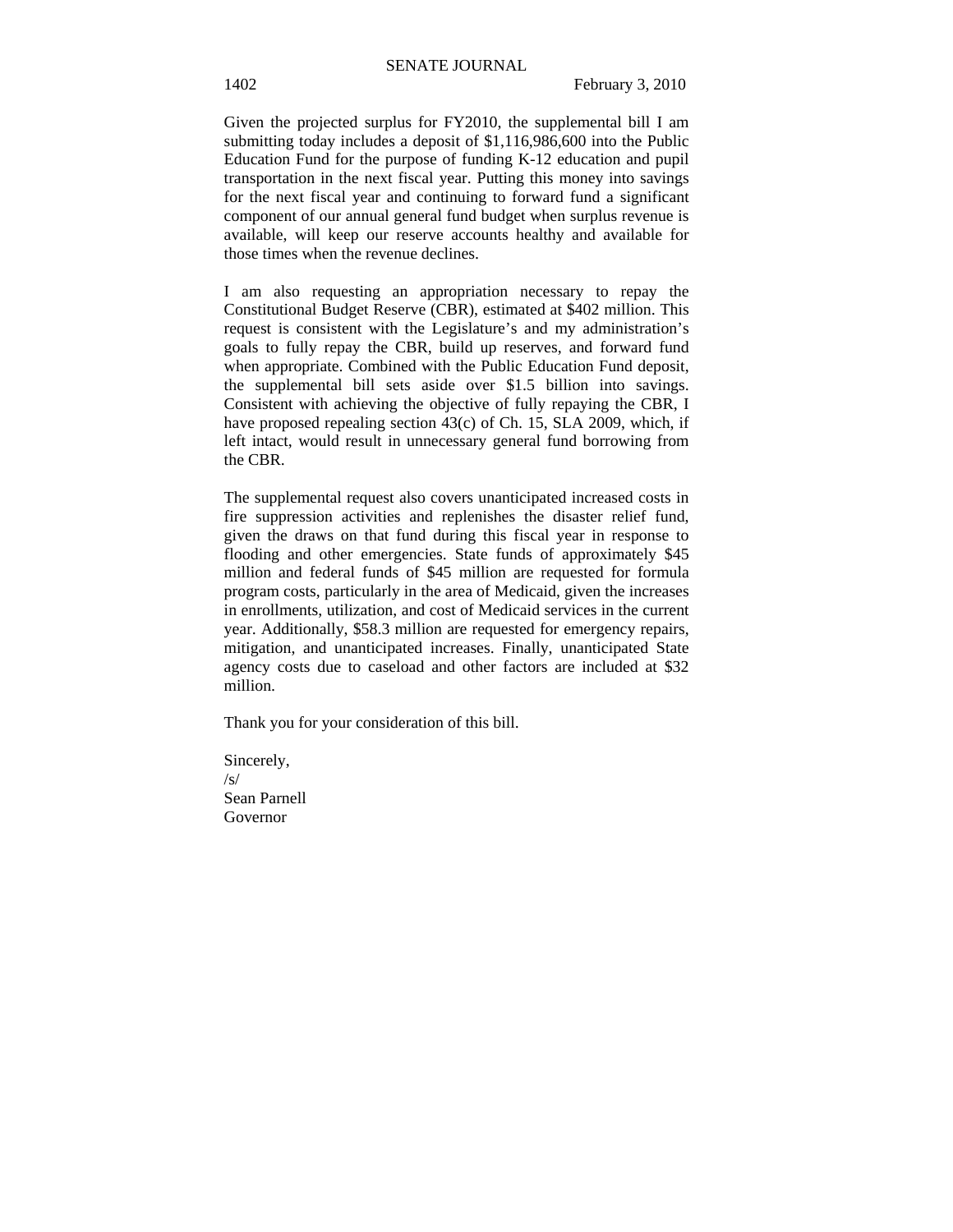Given the projected surplus for FY2010, the supplemental bill I am submitting today includes a deposit of $1,116,986,600 into the Public Education Fund for the purpose of funding K-12 education and pupil transportation in the next fiscal year. Putting this money into savings for the next fiscal year and continuing to forward fund a significant component of our annual general fund budget when surplus revenue is available, will keep our reserve accounts healthy and available for those times when the revenue declines.

I am also requesting an appropriation necessary to repay the Constitutional Budget Reserve (CBR), estimated at $402 million. This request is consistent with the Legislature's and my administration's goals to fully repay the CBR, build up reserves, and forward fund when appropriate. Combined with the Public Education Fund deposit, the supplemental bill sets aside over $1.5 billion into savings. Consistent with achieving the objective of fully repaying the CBR, I have proposed repealing section 43(c) of Ch. 15, SLA 2009, which, if left intact, would result in unnecessary general fund borrowing from the CBR.

The supplemental request also covers unanticipated increased costs in fire suppression activities and replenishes the disaster relief fund, given the draws on that fund during this fiscal year in response to flooding and other emergencies. State funds of approximately $45 million and federal funds of $45 million are requested for formula program costs, particularly in the area of Medicaid, given the increases in enrollments, utilization, and cost of Medicaid services in the current year. Additionally, $58.3 million are requested for emergency repairs, mitigation, and unanticipated increases. Finally, unanticipated State agency costs due to caseload and other factors are included at $32 million.

Thank you for your consideration of this bill.

Sincerely,
/s/
Sean Parnell
Governor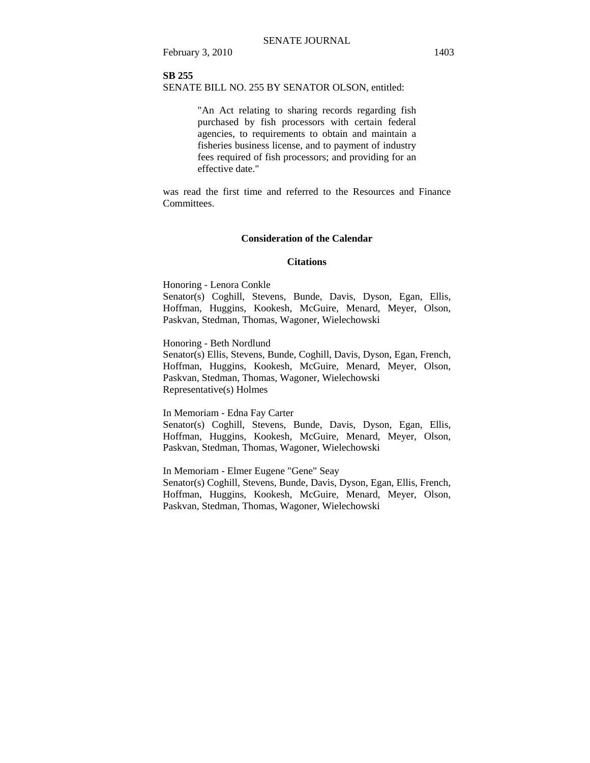**SB 255**

SENATE BILL NO. 255 BY SENATOR OLSON, entitled:

> "An Act relating to sharing records regarding fish purchased by fish processors with certain federal agencies, to requirements to obtain and maintain a fisheries business license, and to payment of industry fees required of fish processors; and providing for an effective date."

was read the first time and referred to the Resources and Finance Committees.

## Consideration of the Calendar

### Citations

Honoring - Lenora Conkle
Senator(s) Coghill, Stevens, Bunde, Davis, Dyson, Egan, Ellis, Hoffman, Huggins, Kookesh, McGuire, Menard, Meyer, Olson, Paskvan, Stedman, Thomas, Wagoner, Wielechowski

Honoring - Beth Nordlund
Senator(s) Ellis, Stevens, Bunde, Coghill, Davis, Dyson, Egan, French, Hoffman, Huggins, Kookesh, McGuire, Menard, Meyer, Olson, Paskvan, Stedman, Thomas, Wagoner, Wielechowski
Representative(s) Holmes

In Memoriam - Edna Fay Carter
Senator(s) Coghill, Stevens, Bunde, Davis, Dyson, Egan, Ellis, Hoffman, Huggins, Kookesh, McGuire, Menard, Meyer, Olson, Paskvan, Stedman, Thomas, Wagoner, Wielechowski

In Memoriam - Elmer Eugene "Gene" Seay
Senator(s) Coghill, Stevens, Bunde, Davis, Dyson, Egan, Ellis, French, Hoffman, Huggins, Kookesh, McGuire, Menard, Meyer, Olson, Paskvan, Stedman, Thomas, Wagoner, Wielechowski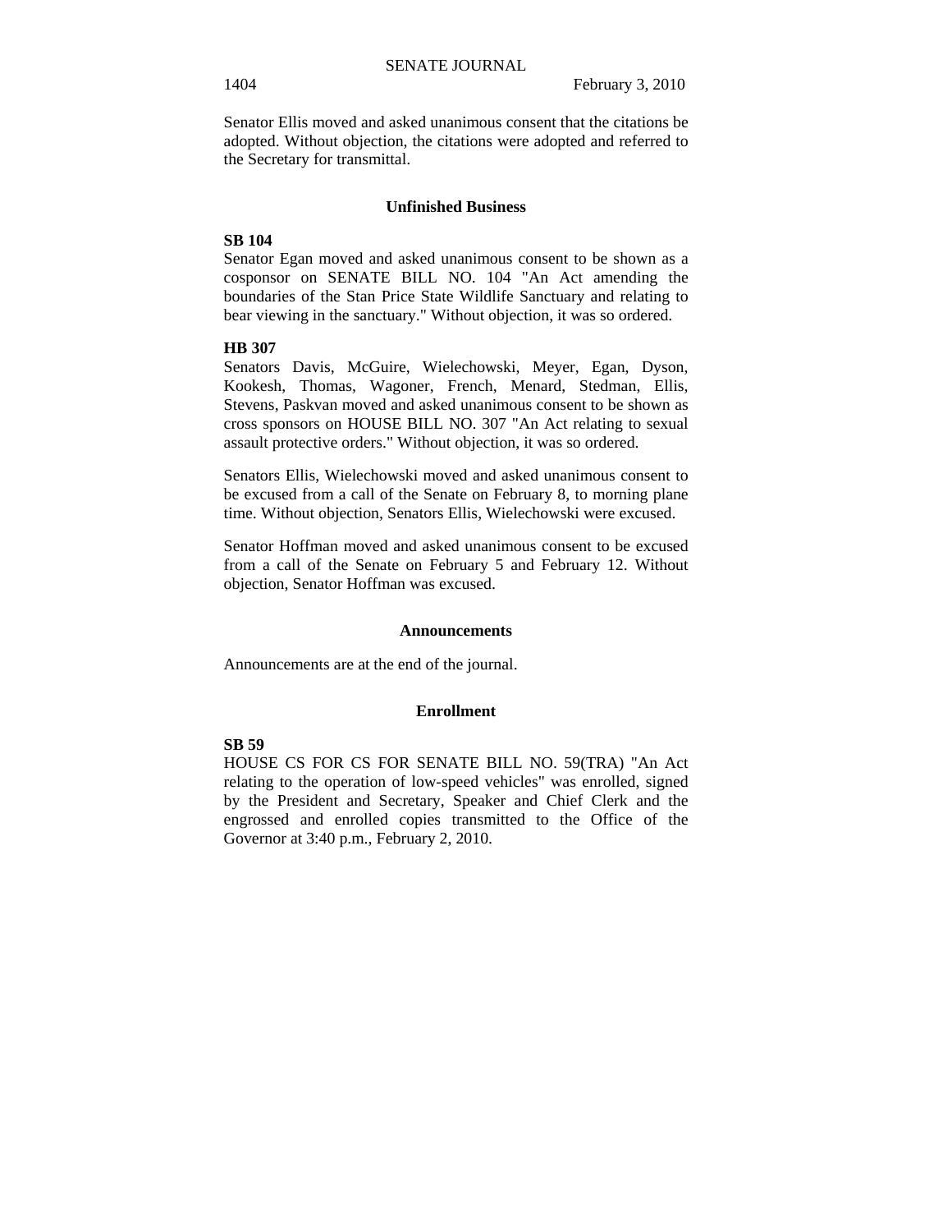Senator Ellis moved and asked unanimous consent that the citations be adopted. Without objection, the citations were adopted and referred to the Secretary for transmittal.

### Unfinished Business

**SB 104**
Senator Egan moved and asked unanimous consent to be shown as a cosponsor on SENATE BILL NO. 104 "An Act amending the boundaries of the Stan Price State Wildlife Sanctuary and relating to bear viewing in the sanctuary." Without objection, it was so ordered.

**HB 307**
Senators Davis, McGuire, Wielechowski, Meyer, Egan, Dyson, Kookesh, Thomas, Wagoner, French, Menard, Stedman, Ellis, Stevens, Paskvan moved and asked unanimous consent to be shown as cross sponsors on HOUSE BILL NO. 307 "An Act relating to sexual assault protective orders." Without objection, it was so ordered.

Senators Ellis, Wielechowski moved and asked unanimous consent to be excused from a call of the Senate on February 8, to morning plane time. Without objection, Senators Ellis, Wielechowski were excused.

Senator Hoffman moved and asked unanimous consent to be excused from a call of the Senate on February 5 and February 12. Without objection, Senator Hoffman was excused.

### Announcements

Announcements are at the end of the journal.

### Enrollment

**SB 59**
HOUSE CS FOR CS FOR SENATE BILL NO. 59(TRA) "An Act relating to the operation of low-speed vehicles" was enrolled, signed by the President and Secretary, Speaker and Chief Clerk and the engrossed and enrolled copies transmitted to the Office of the Governor at 3:40 p.m., February 2, 2010.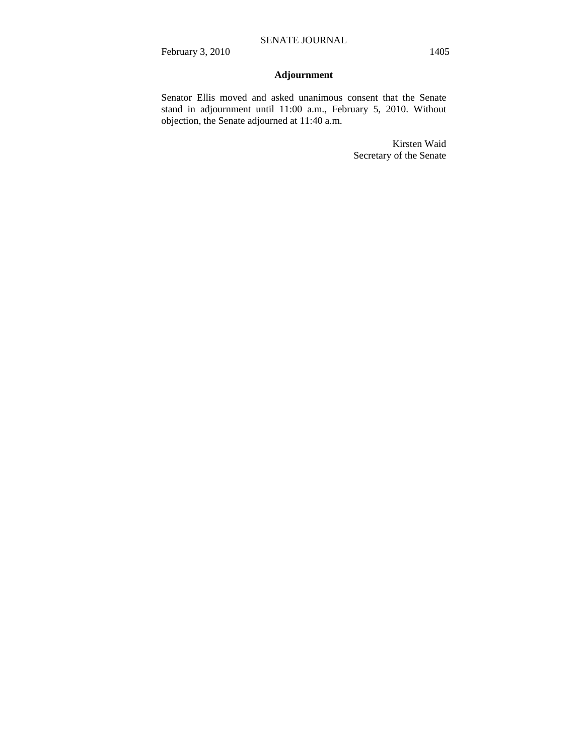## Adjournment

Senator Ellis moved and asked unanimous consent that the Senate stand in adjournment until 11:00 a.m., February 5, 2010. Without objection, the Senate adjourned at 11:40 a.m.

Kirsten Waid
Secretary of the Senate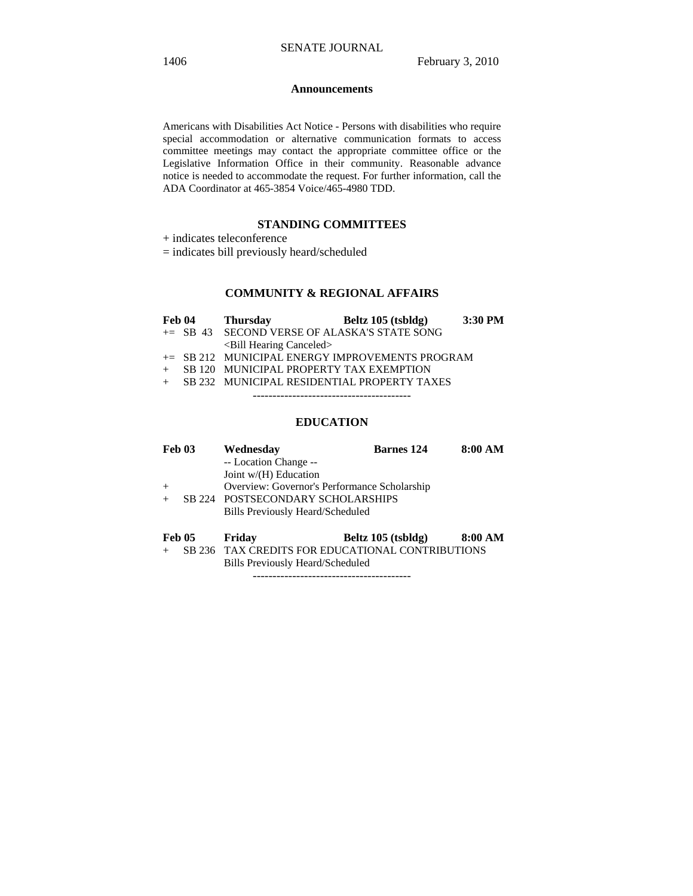## Announcements

Americans with Disabilities Act Notice - Persons with disabilities who require special accommodation or alternative communication formats to access committee meetings may contact the appropriate committee office or the Legislative Information Office in their community. Reasonable advance notice is needed to accommodate the request. For further information, call the ADA Coordinator at 465-3854 Voice/465-4980 TDD.

## STANDING COMMITTEES

+ indicates teleconference

= indicates bill previously heard/scheduled

### COMMUNITY & REGIONAL AFFAIRS

**Feb 04 Thursday Beltz 105 (tsbldg) 3:30 PM**

+= SB 43 SECOND VERSE OF ALASKA'S STATE SONG
<Bill Hearing Canceled>

+= SB 212 MUNICIPAL ENERGY IMPROVEMENTS PROGRAM

+ SB 120 MUNICIPAL PROPERTY TAX EXEMPTION

+ SB 232 MUNICIPAL RESIDENTIAL PROPERTY TAXES

----------------------------------------

### EDUCATION

**Feb 03 Wednesday Barnes 124 8:00 AM**

-- Location Change --

Joint w/(H) Education

+ Overview: Governor's Performance Scholarship

+ SB 224 POSTSECONDARY SCHOLARSHIPS

Bills Previously Heard/Scheduled

**Feb 05 Friday Beltz 105 (tsbldg) 8:00 AM**

+ SB 236 TAX CREDITS FOR EDUCATIONAL CONTRIBUTIONS

Bills Previously Heard/Scheduled

----------------------------------------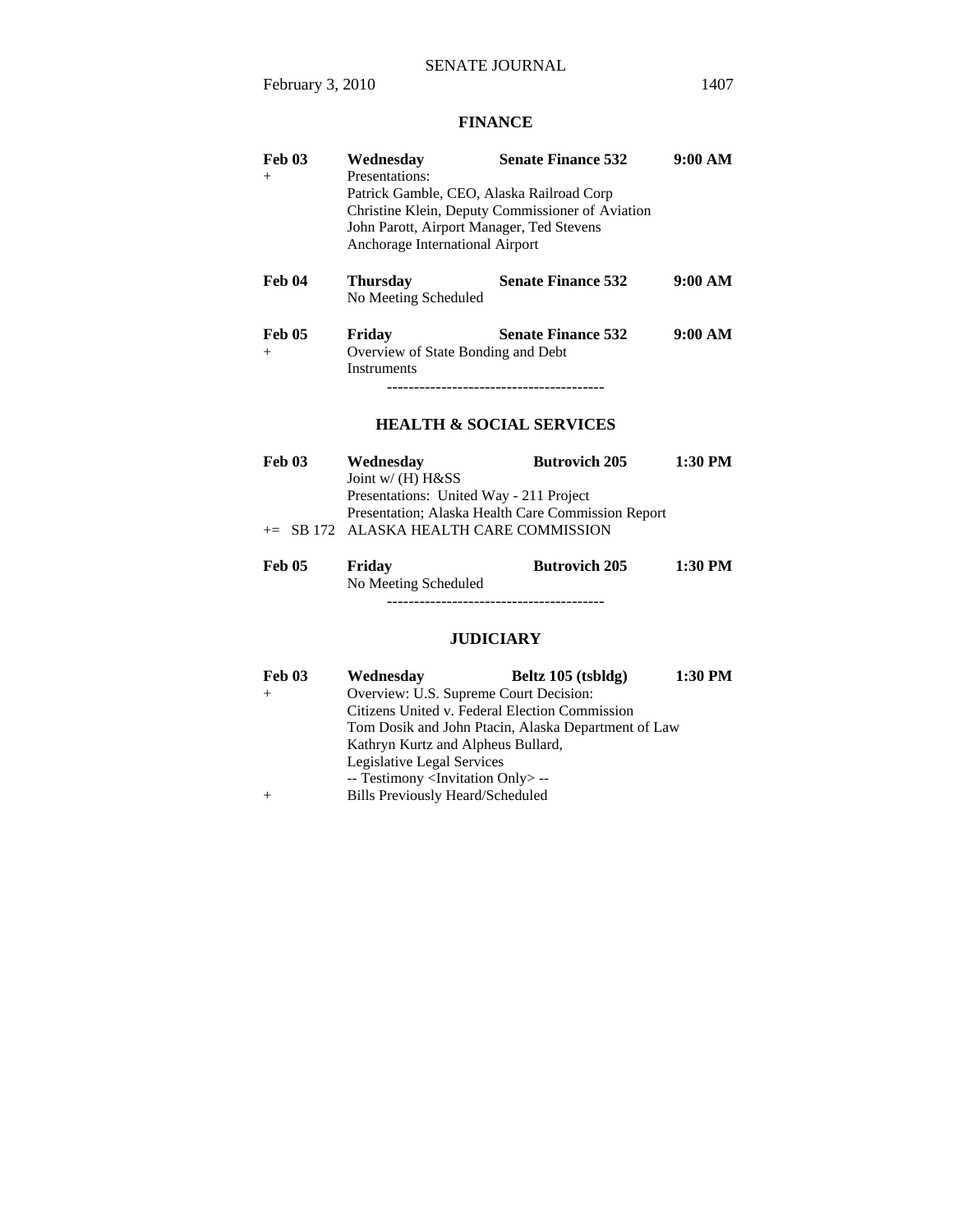## FINANCE

**Feb 03** **Wednesday** **Senate Finance 532** **9:00 AM**

\+ Presentations:
Patrick Gamble, CEO, Alaska Railroad Corp
Christine Klein, Deputy Commissioner of Aviation
John Parott, Airport Manager, Ted Stevens
Anchorage International Airport

**Feb 04** **Thursday** **Senate Finance 532** **9:00 AM**

No Meeting Scheduled

**Feb 05** **Friday** **Senate Finance 532** **9:00 AM**

\+ Overview of State Bonding and Debt
Instruments

----------------------------------------

## HEALTH & SOCIAL SERVICES

**Feb 03** **Wednesday** **Butrovich 205** **1:30 PM**

Joint w/ (H) H&SS
Presentations: United Way - 211 Project
Presentation; Alaska Health Care Commission Report
+= SB 172 ALASKA HEALTH CARE COMMISSION

**Feb 05** **Friday** **Butrovich 205** **1:30 PM**

No Meeting Scheduled

----------------------------------------

## JUDICIARY

**Feb 03** **Wednesday** **Beltz 105 (tsbldg)** **1:30 PM**

\+ Overview: U.S. Supreme Court Decision:
Citizens United v. Federal Election Commission
Tom Dosik and John Ptacin, Alaska Department of Law
Kathryn Kurtz and Alpheus Bullard,
Legislative Legal Services
-- Testimony <Invitation Only> --
\+ Bills Previously Heard/Scheduled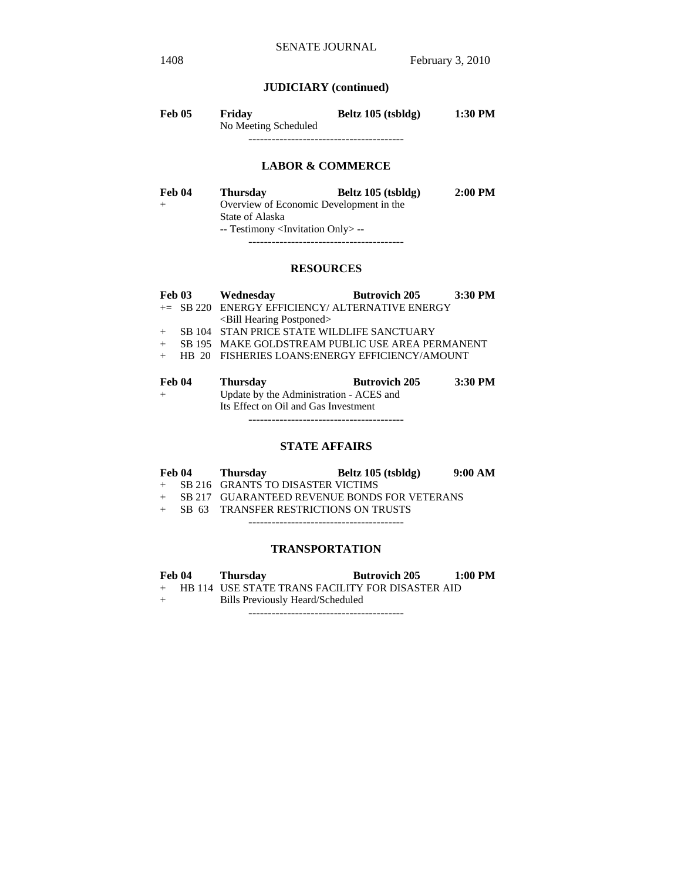## JUDICIARY (continued)

**Feb 05** **Friday** **Beltz 105 (tsbldg)** **1:30 PM**
No Meeting Scheduled

----------------------------------------

## LABOR & COMMERCE

**Feb 04** **Thursday** **Beltz 105 (tsbldg)** **2:00 PM**
+ Overview of Economic Development in the State of Alaska
-- Testimony <Invitation Only> --

----------------------------------------

## RESOURCES

**Feb 03** **Wednesday** **Butrovich 205** **3:30 PM**
+= SB 220 ENERGY EFFICIENCY/ ALTERNATIVE ENERGY
<Bill Hearing Postponed>
+ SB 104 STAN PRICE STATE WILDLIFE SANCTUARY
+ SB 195 MAKE GOLDSTREAM PUBLIC USE AREA PERMANENT
+ HB 20 FISHERIES LOANS:ENERGY EFFICIENCY/AMOUNT

**Feb 04** **Thursday** **Butrovich 205** **3:30 PM**
+ Update by the Administration - ACES and Its Effect on Oil and Gas Investment

----------------------------------------

## STATE AFFAIRS

**Feb 04** **Thursday** **Beltz 105 (tsbldg)** **9:00 AM**
+ SB 216 GRANTS TO DISASTER VICTIMS
+ SB 217 GUARANTEED REVENUE BONDS FOR VETERANS
+ SB 63 TRANSFER RESTRICTIONS ON TRUSTS

----------------------------------------

## TRANSPORTATION

**Feb 04** **Thursday** **Butrovich 205** **1:00 PM**
+ HB 114 USE STATE TRANS FACILITY FOR DISASTER AID
+ Bills Previously Heard/Scheduled

----------------------------------------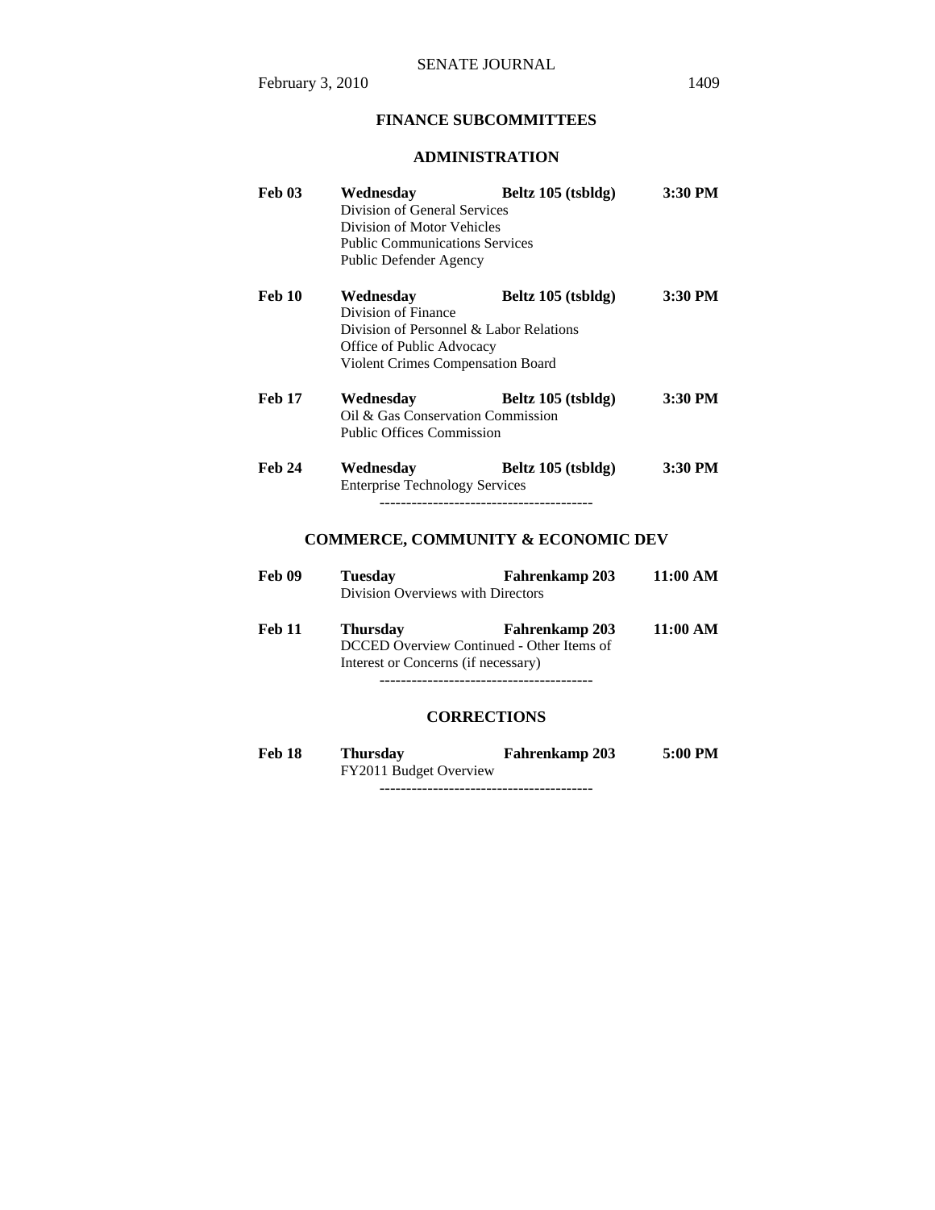## FINANCE SUBCOMMITTEES

### ADMINISTRATION

**Feb 03** **Wednesday** **Beltz 105 (tsbldg)** **3:30 PM**
Division of General Services
Division of Motor Vehicles
Public Communications Services
Public Defender Agency

**Feb 10** **Wednesday** **Beltz 105 (tsbldg)** **3:30 PM**
Division of Finance
Division of Personnel & Labor Relations
Office of Public Advocacy
Violent Crimes Compensation Board

**Feb 17** **Wednesday** **Beltz 105 (tsbldg)** **3:30 PM**
Oil & Gas Conservation Commission
Public Offices Commission

**Feb 24** **Wednesday** **Beltz 105 (tsbldg)** **3:30 PM**
Enterprise Technology Services

----------------------------------------

### COMMERCE, COMMUNITY & ECONOMIC DEV

**Feb 09** **Tuesday** **Fahrenkamp 203** **11:00 AM**
Division Overviews with Directors

**Feb 11** **Thursday** **Fahrenkamp 203** **11:00 AM**
DCCED Overview Continued - Other Items of Interest or Concerns (if necessary)

----------------------------------------

### CORRECTIONS

**Feb 18** **Thursday** **Fahrenkamp 203** **5:00 PM**
FY2011 Budget Overview

----------------------------------------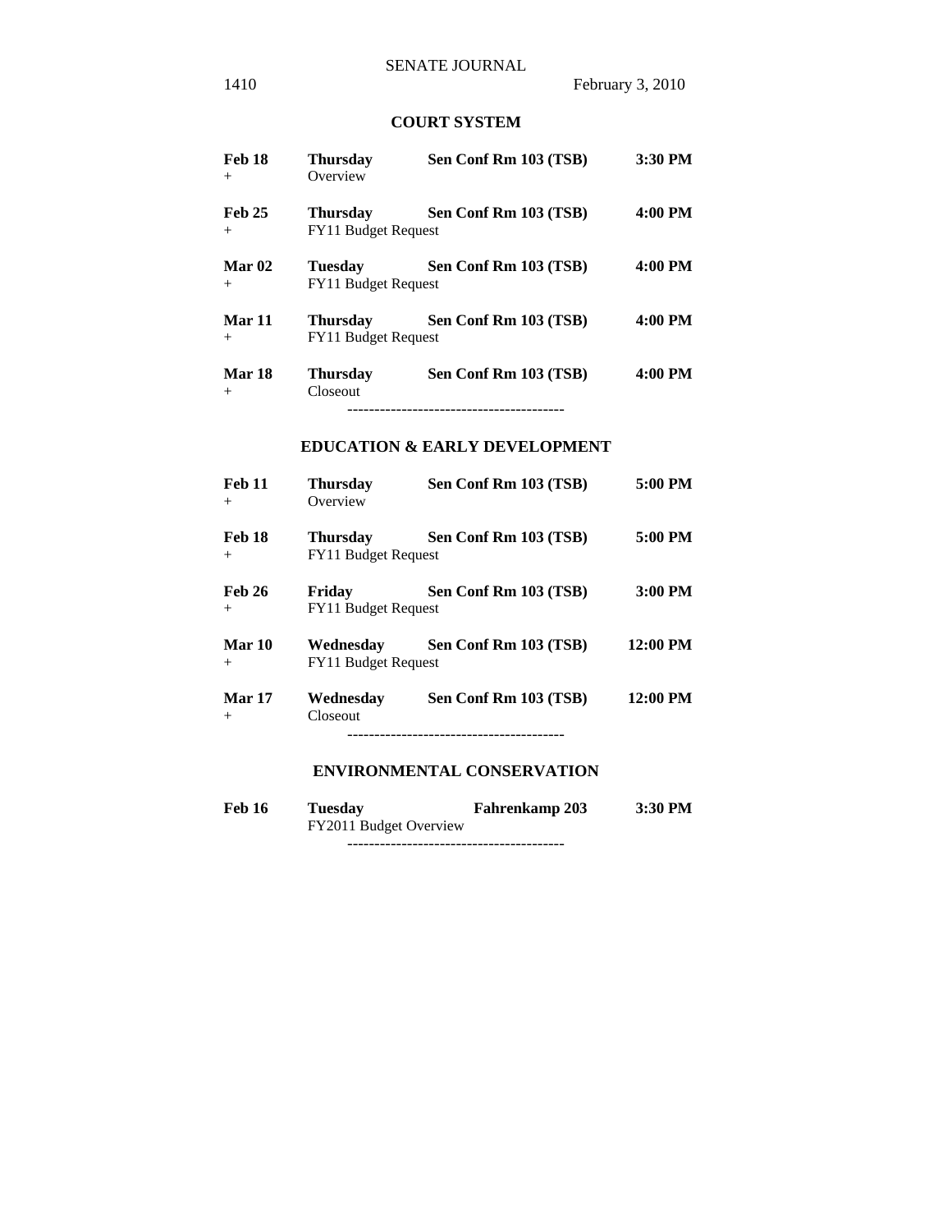## COURT SYSTEM

**Feb 18** **Thursday** **Sen Conf Rm 103 (TSB)** **3:30 PM**
\+ Overview

**Feb 25** **Thursday** **Sen Conf Rm 103 (TSB)** **4:00 PM**
\+ FY11 Budget Request

**Mar 02** **Tuesday** **Sen Conf Rm 103 (TSB)** **4:00 PM**
\+ FY11 Budget Request

**Mar 11** **Thursday** **Sen Conf Rm 103 (TSB)** **4:00 PM**
\+ FY11 Budget Request

**Mar 18** **Thursday** **Sen Conf Rm 103 (TSB)** **4:00 PM**
\+ Closeout

----------------------------------------

## EDUCATION & EARLY DEVELOPMENT

**Feb 11** **Thursday** **Sen Conf Rm 103 (TSB)** **5:00 PM**
\+ Overview

**Feb 18** **Thursday** **Sen Conf Rm 103 (TSB)** **5:00 PM**
\+ FY11 Budget Request

**Feb 26** **Friday** **Sen Conf Rm 103 (TSB)** **3:00 PM**
\+ FY11 Budget Request

**Mar 10** **Wednesday** **Sen Conf Rm 103 (TSB)** **12:00 PM**
\+ FY11 Budget Request

**Mar 17** **Wednesday** **Sen Conf Rm 103 (TSB)** **12:00 PM**
\+ Closeout

----------------------------------------

## ENVIRONMENTAL CONSERVATION

**Feb 16** **Tuesday** **Fahrenkamp 203** **3:30 PM**
FY2011 Budget Overview

----------------------------------------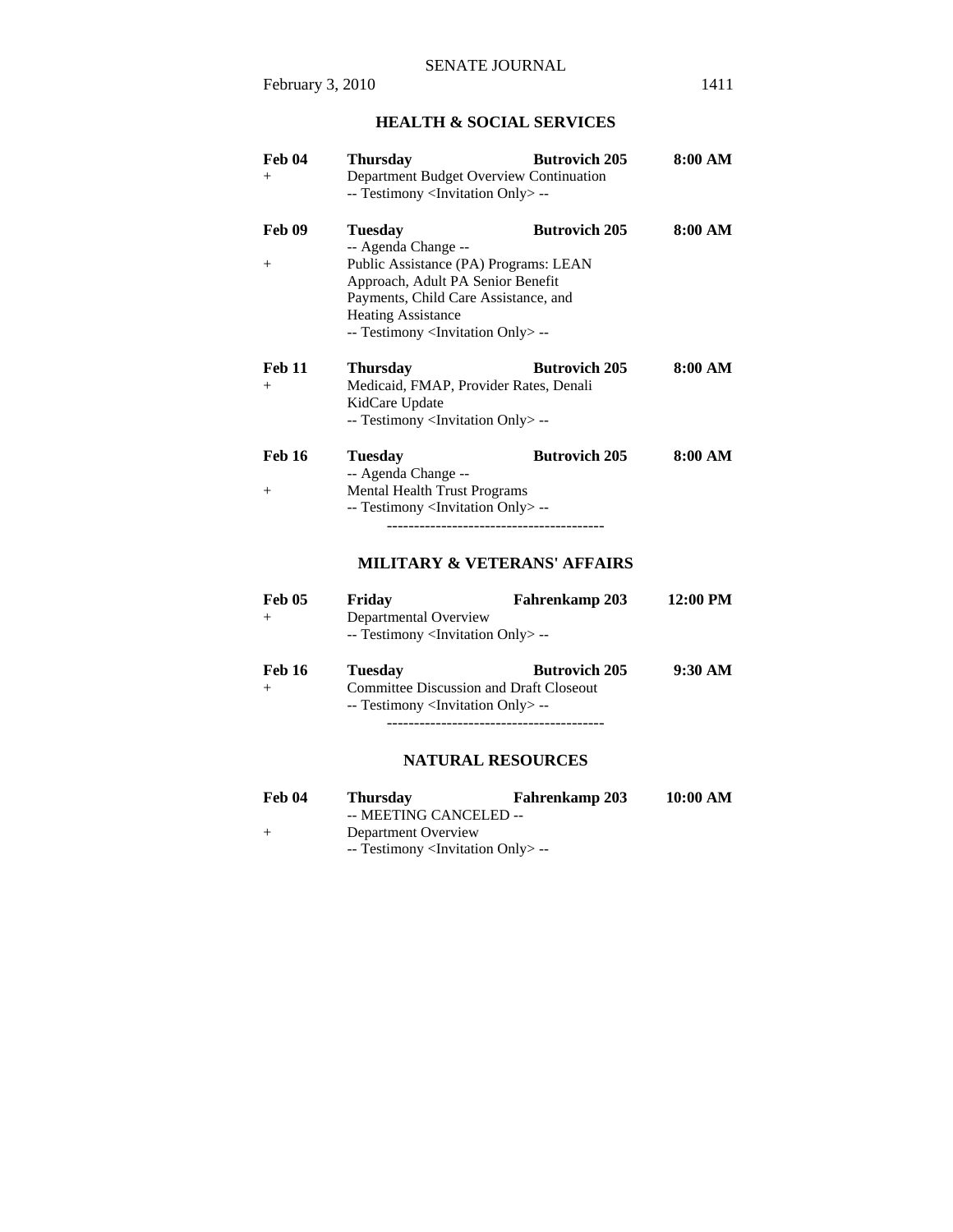## HEALTH & SOCIAL SERVICES

| | | | |
|---|---|---|---|
| **Feb 04** | **Thursday** | **Butrovich 205** | **8:00 AM** |
| + | Department Budget Overview Continuation<br>-- Testimony <Invitation Only> -- | | |
| **Feb 09** | **Tuesday**<br>-- Agenda Change -- | **Butrovich 205** | **8:00 AM** |
| + | Public Assistance (PA) Programs: LEAN Approach, Adult PA Senior Benefit Payments, Child Care Assistance, and Heating Assistance<br>-- Testimony <Invitation Only> -- | | |
| **Feb 11** | **Thursday** | **Butrovich 205** | **8:00 AM** |
| + | Medicaid, FMAP, Provider Rates, Denali KidCare Update<br>-- Testimony <Invitation Only> -- | | |
| **Feb 16** | **Tuesday**<br>-- Agenda Change -- | **Butrovich 205** | **8:00 AM** |
| + | Mental Health Trust Programs<br>-- Testimony <Invitation Only> -- | | |

----------------------------------------

## MILITARY & VETERANS' AFFAIRS

| | | | |
|---|---|---|---|
| **Feb 05** | **Friday** | **Fahrenkamp 203** | **12:00 PM** |
| + | Departmental Overview<br>-- Testimony <Invitation Only> -- | | |
| **Feb 16** | **Tuesday** | **Butrovich 205** | **9:30 AM** |
| + | Committee Discussion and Draft Closeout<br>-- Testimony <Invitation Only> -- | | |

----------------------------------------

## NATURAL RESOURCES

| | | | |
|---|---|---|---|
| **Feb 04** | **Thursday**<br>-- MEETING CANCELED -- | **Fahrenkamp 203** | **10:00 AM** |
| + | Department Overview<br>-- Testimony <Invitation Only> -- | | |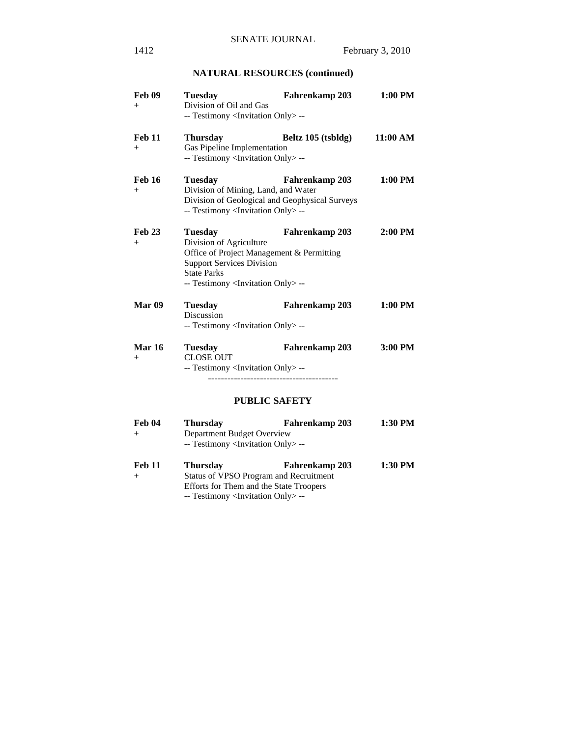## NATURAL RESOURCES (continued)

**Feb 09** **Tuesday** **Fahrenkamp 203** **1:00 PM**
+ Division of Oil and Gas
-- Testimony <Invitation Only> --

**Feb 11** **Thursday** **Beltz 105 (tsbldg)** **11:00 AM**
+ Gas Pipeline Implementation
-- Testimony <Invitation Only> --

**Feb 16** **Tuesday** **Fahrenkamp 203** **1:00 PM**
+ Division of Mining, Land, and Water
Division of Geological and Geophysical Surveys
-- Testimony <Invitation Only> --

**Feb 23** **Tuesday** **Fahrenkamp 203** **2:00 PM**
+ Division of Agriculture
Office of Project Management & Permitting
Support Services Division
State Parks
-- Testimony <Invitation Only> --

**Mar 09** **Tuesday** **Fahrenkamp 203** **1:00 PM**
Discussion
-- Testimony <Invitation Only> --

**Mar 16** **Tuesday** **Fahrenkamp 203** **3:00 PM**
+ CLOSE OUT
-- Testimony <Invitation Only> --

----------------------------------------

## PUBLIC SAFETY

**Feb 04** **Thursday** **Fahrenkamp 203** **1:30 PM**
+ Department Budget Overview
-- Testimony <Invitation Only> --

**Feb 11** **Thursday** **Fahrenkamp 203** **1:30 PM**
+ Status of VPSO Program and Recruitment
Efforts for Them and the State Troopers
-- Testimony <Invitation Only> --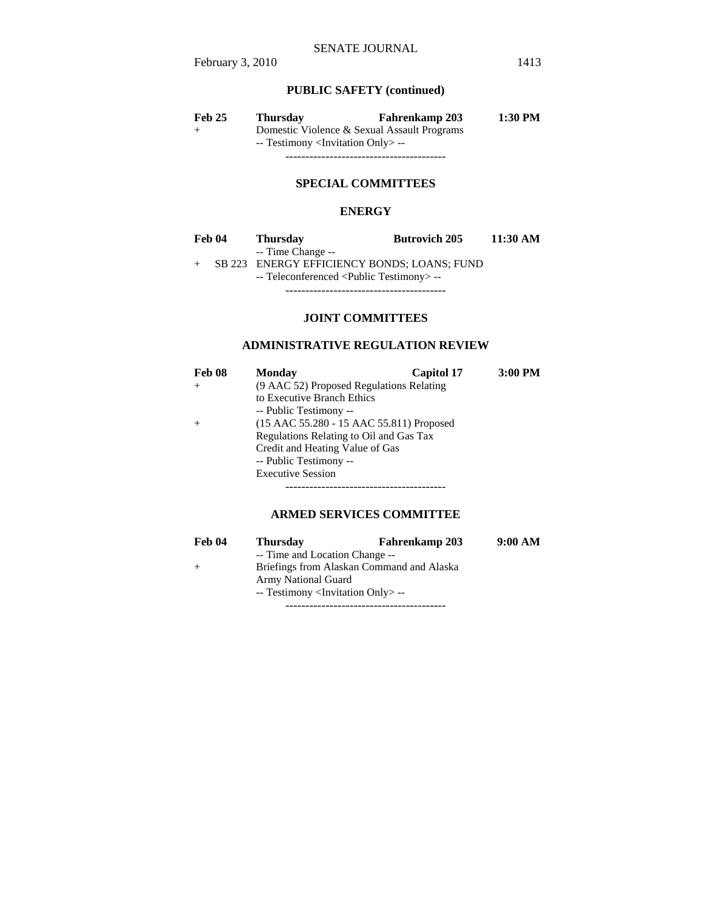## PUBLIC SAFETY (continued)

| | | | |
|---|---|---|---|
| **Feb 25** | **Thursday** | **Fahrenkamp 203** | **1:30 PM** |
| + | Domestic Violence & Sexual Assault Programs | | |
| | -- Testimony <Invitation Only> -- | | |

----------------------------------------

## SPECIAL COMMITTEES

### ENERGY

| | | | |
|---|---|---|---|
| **Feb 04** | **Thursday** | **Butrovich 205** | **11:30 AM** |
| | -- Time Change -- | | |
| + SB 223 | ENERGY EFFICIENCY BONDS; LOANS; FUND | | |
| | -- Teleconferenced <Public Testimony> -- | | |

----------------------------------------

## JOINT COMMITTEES

### ADMINISTRATIVE REGULATION REVIEW

| | | | |
|---|---|---|---|
| **Feb 08** | **Monday** | **Capitol 17** | **3:00 PM** |
| + | (9 AAC 52) Proposed Regulations Relating to Executive Branch Ethics | | |
| | -- Public Testimony -- | | |
| + | (15 AAC 55.280 - 15 AAC 55.811) Proposed Regulations Relating to Oil and Gas Tax Credit and Heating Value of Gas | | |
| | -- Public Testimony -- | | |
| | Executive Session | | |

----------------------------------------

### ARMED SERVICES COMMITTEE

| | | | |
|---|---|---|---|
| **Feb 04** | **Thursday** | **Fahrenkamp 203** | **9:00 AM** |
| | -- Time and Location Change -- | | |
| + | Briefings from Alaskan Command and Alaska Army National Guard | | |
| | -- Testimony <Invitation Only> -- | | |

----------------------------------------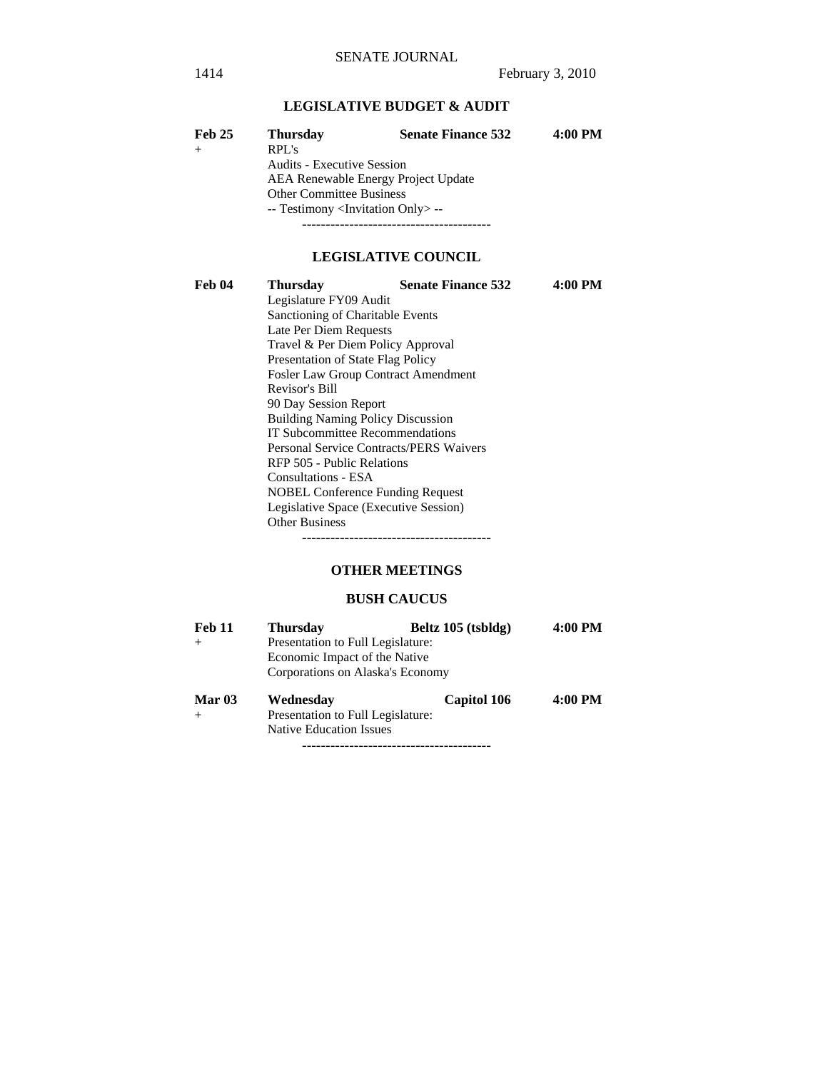## LEGISLATIVE BUDGET & AUDIT

**Feb 25** **Thursday** **Senate Finance 532** **4:00 PM**
+ RPL's
Audits - Executive Session
AEA Renewable Energy Project Update
Other Committee Business
-- Testimony <Invitation Only> --

----------------------------------------

## LEGISLATIVE COUNCIL

**Feb 04** **Thursday** **Senate Finance 532** **4:00 PM**
Legislature FY09 Audit
Sanctioning of Charitable Events
Late Per Diem Requests
Travel & Per Diem Policy Approval
Presentation of State Flag Policy
Fosler Law Group Contract Amendment
Revisor's Bill
90 Day Session Report
Building Naming Policy Discussion
IT Subcommittee Recommendations
Personal Service Contracts/PERS Waivers
RFP 505 - Public Relations
Consultations - ESA
NOBEL Conference Funding Request
Legislative Space (Executive Session)
Other Business

----------------------------------------

## OTHER MEETINGS

## BUSH CAUCUS

**Feb 11** **Thursday** **Beltz 105 (tsbldg)** **4:00 PM**
+ Presentation to Full Legislature:
Economic Impact of the Native
Corporations on Alaska's Economy

**Mar 03** **Wednesday** **Capitol 106** **4:00 PM**
+ Presentation to Full Legislature:
Native Education Issues

----------------------------------------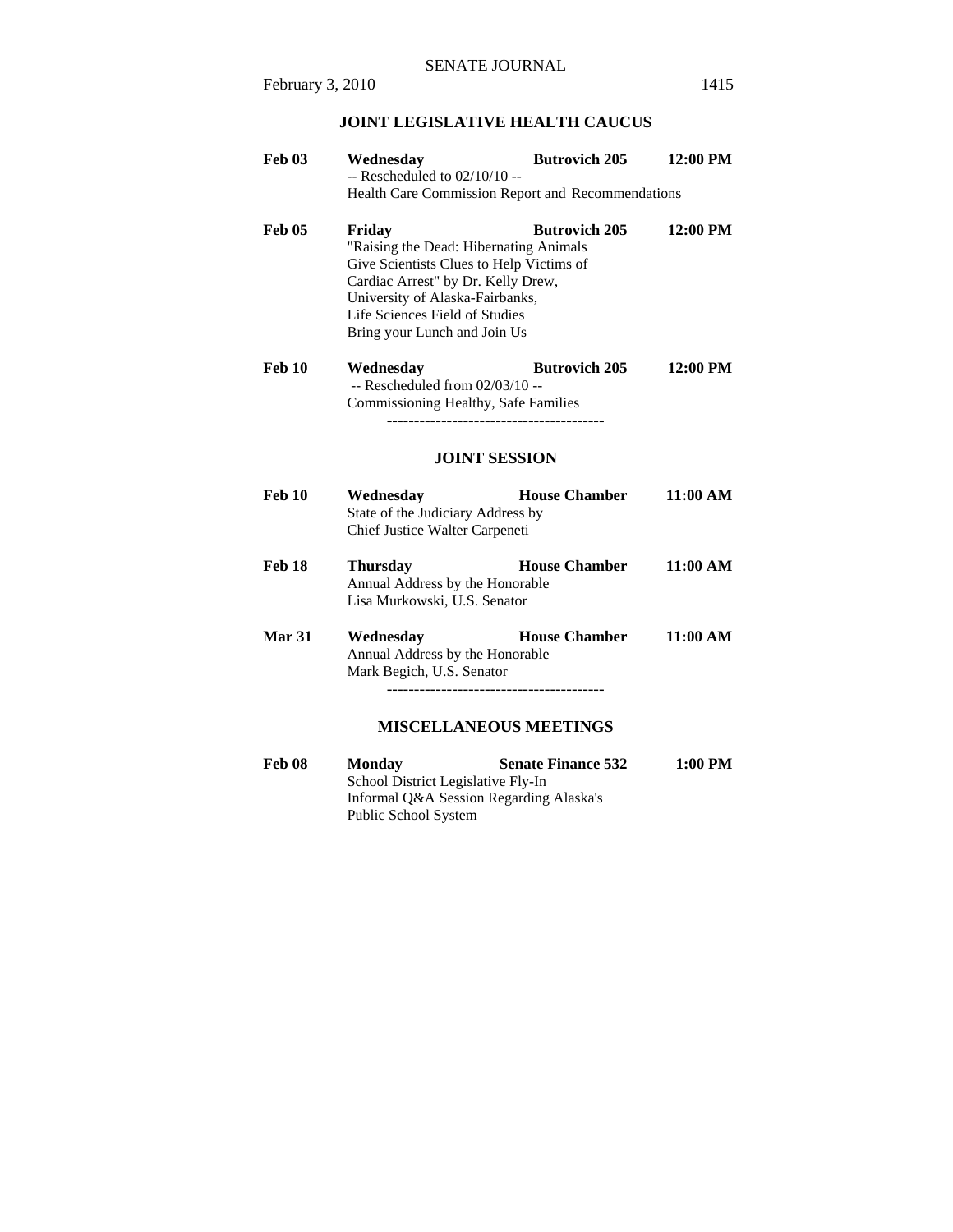## JOINT LEGISLATIVE HEALTH CAUCUS

| | | | |
|---|---|---|---|
| **Feb 03** | **Wednesday** | **Butrovich 205** | **12:00 PM** |
| | -- Rescheduled to 02/10/10 -- | | |
| | Health Care Commission Report and Recommendations | | |
| **Feb 05** | **Friday** | **Butrovich 205** | **12:00 PM** |
| | "Raising the Dead: Hibernating Animals Give Scientists Clues to Help Victims of Cardiac Arrest" by Dr. Kelly Drew, University of Alaska-Fairbanks, Life Sciences Field of Studies | | |
| | Bring your Lunch and Join Us | | |
| **Feb 10** | **Wednesday** | **Butrovich 205** | **12:00 PM** |
| | -- Rescheduled from 02/03/10 -- | | |
| | Commissioning Healthy, Safe Families | | |

----------------------------------------

## JOINT SESSION

| | | | |
|---|---|---|---|
| **Feb 10** | **Wednesday** | **House Chamber** | **11:00 AM** |
| | State of the Judiciary Address by Chief Justice Walter Carpeneti | | |
| **Feb 18** | **Thursday** | **House Chamber** | **11:00 AM** |
| | Annual Address by the Honorable Lisa Murkowski, U.S. Senator | | |
| **Mar 31** | **Wednesday** | **House Chamber** | **11:00 AM** |
| | Annual Address by the Honorable Mark Begich, U.S. Senator | | |

----------------------------------------

## MISCELLANEOUS MEETINGS

| | | | |
|---|---|---|---|
| **Feb 08** | **Monday** | **Senate Finance 532** | **1:00 PM** |
| | School District Legislative Fly-In | | |
| | Informal Q&A Session Regarding Alaska's Public School System | | |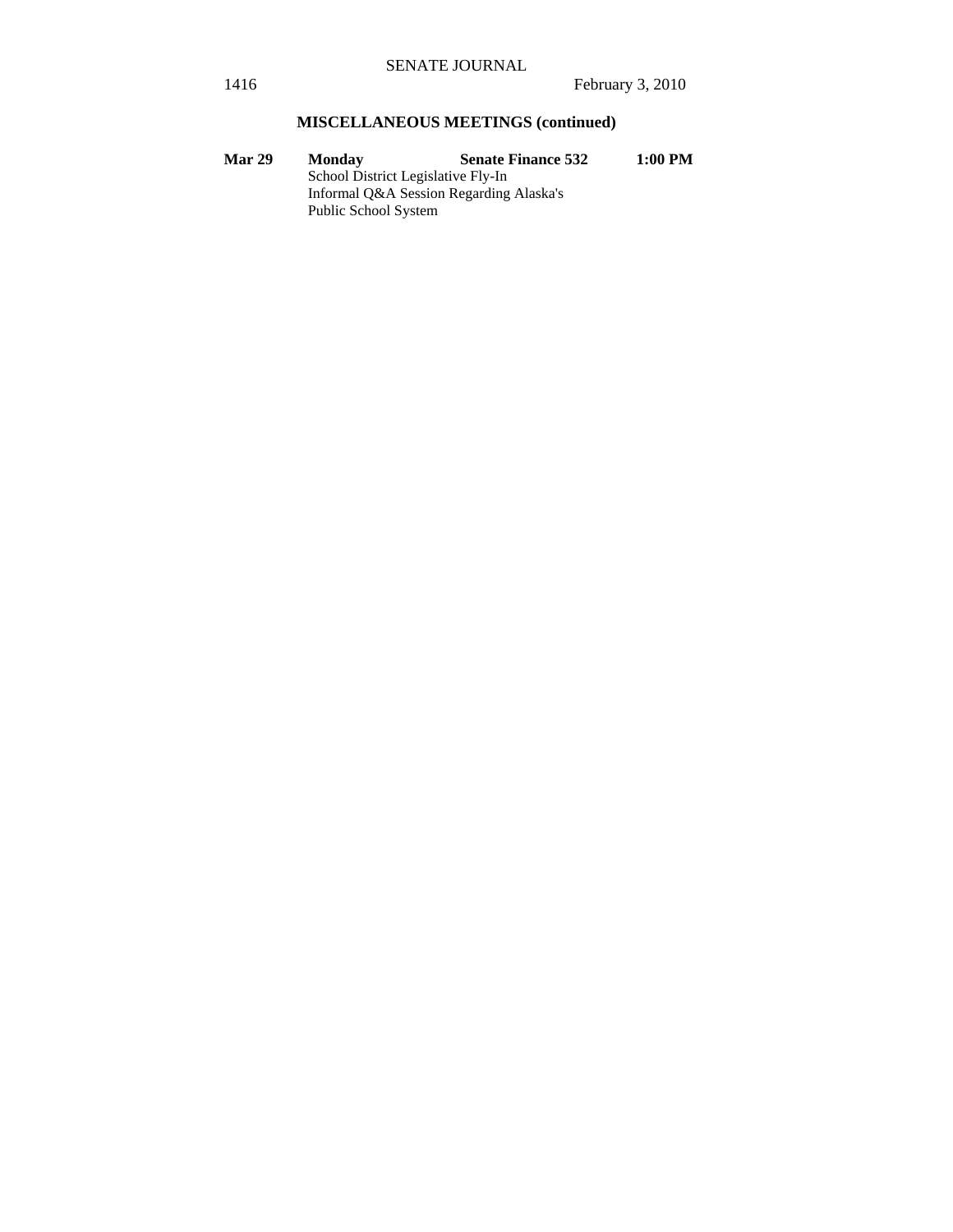## MISCELLANEOUS MEETINGS (continued)

**Mar 29** **Monday** **Senate Finance 532** **1:00 PM**
School District Legislative Fly-In
Informal Q&A Session Regarding Alaska's
Public School System